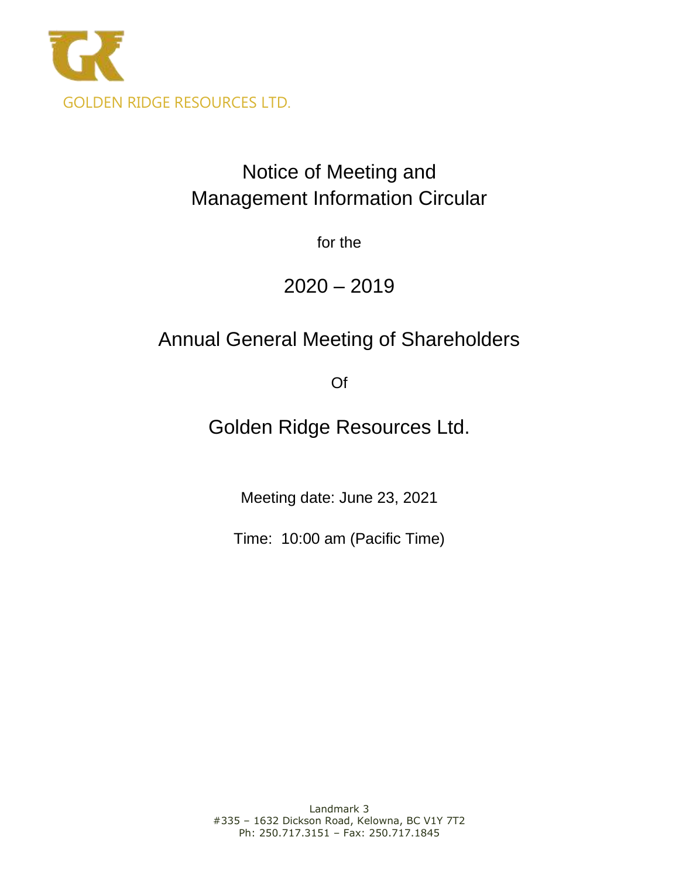GOLDEN RIDGE RESOURCES LTD.

# Notice of Meeting and Management Information Circular

for the

## 2020 – 2019

## Annual General Meeting of Shareholders

Of

## Golden Ridge Resources Ltd.

Meeting date: June 23, 2021

Time: 10:00 am (Pacific Time)

Landmark 3
#335 – 1632 Dickson Road, Kelowna, BC V1Y 7T2
Ph: 250.717.3151 – Fax: 250.717.1845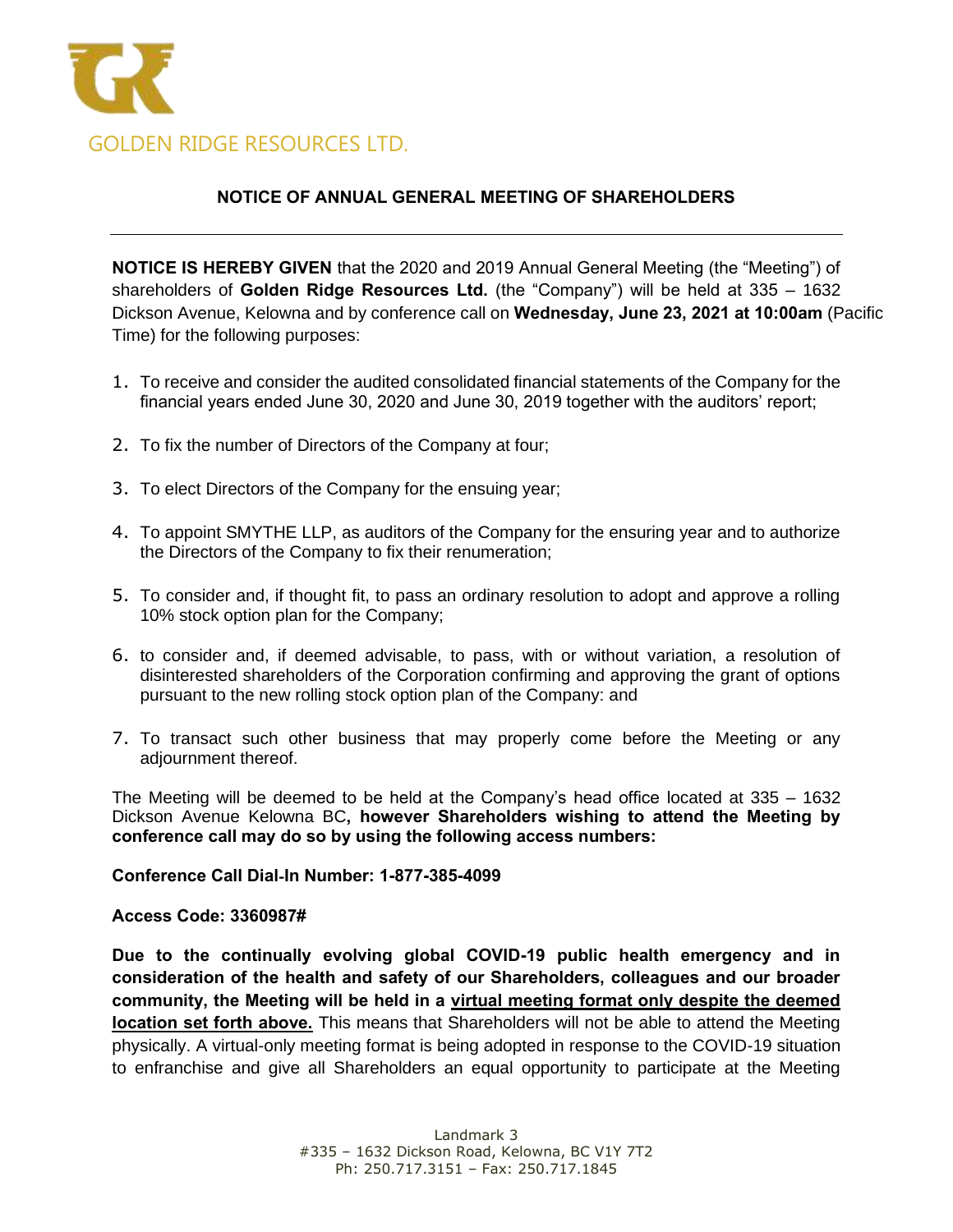GOLDEN RIDGE RESOURCES LTD.

## NOTICE OF ANNUAL GENERAL MEETING OF SHAREHOLDERS

---

**NOTICE IS HEREBY GIVEN** that the 2020 and 2019 Annual General Meeting (the "Meeting") of shareholders of **Golden Ridge Resources Ltd.** (the "Company") will be held at 335 – 1632 Dickson Avenue, Kelowna and by conference call on **Wednesday, June 23, 2021 at 10:00am** (Pacific Time) for the following purposes:

1. To receive and consider the audited consolidated financial statements of the Company for the financial years ended June 30, 2020 and June 30, 2019 together with the auditors' report;
2. To fix the number of Directors of the Company at four;
3. To elect Directors of the Company for the ensuing year;
4. To appoint SMYTHE LLP, as auditors of the Company for the ensuring year and to authorize the Directors of the Company to fix their renumeration;
5. To consider and, if thought fit, to pass an ordinary resolution to adopt and approve a rolling 10% stock option plan for the Company;
6. to consider and, if deemed advisable, to pass, with or without variation, a resolution of disinterested shareholders of the Corporation confirming and approving the grant of options pursuant to the new rolling stock option plan of the Company: and
7. To transact such other business that may properly come before the Meeting or any adjournment thereof.

The Meeting will be deemed to be held at the Company's head office located at 335 – 1632 Dickson Avenue Kelowna BC**, however Shareholders wishing to attend the Meeting by conference call may do so by using the following access numbers:**

**Conference Call Dial-In Number: 1-877-385-4099**

**Access Code: 3360987#**

**Due to the continually evolving global COVID-19 public health emergency and in consideration of the health and safety of our Shareholders, colleagues and our broader community, the Meeting will be held in a <u>virtual meeting format only despite the deemed location set forth above.</u>** This means that Shareholders will not be able to attend the Meeting physically. A virtual-only meeting format is being adopted in response to the COVID-19 situation to enfranchise and give all Shareholders an equal opportunity to participate at the Meeting

Landmark 3
#335 – 1632 Dickson Road, Kelowna, BC V1Y 7T2
Ph: 250.717.3151 – Fax: 250.717.1845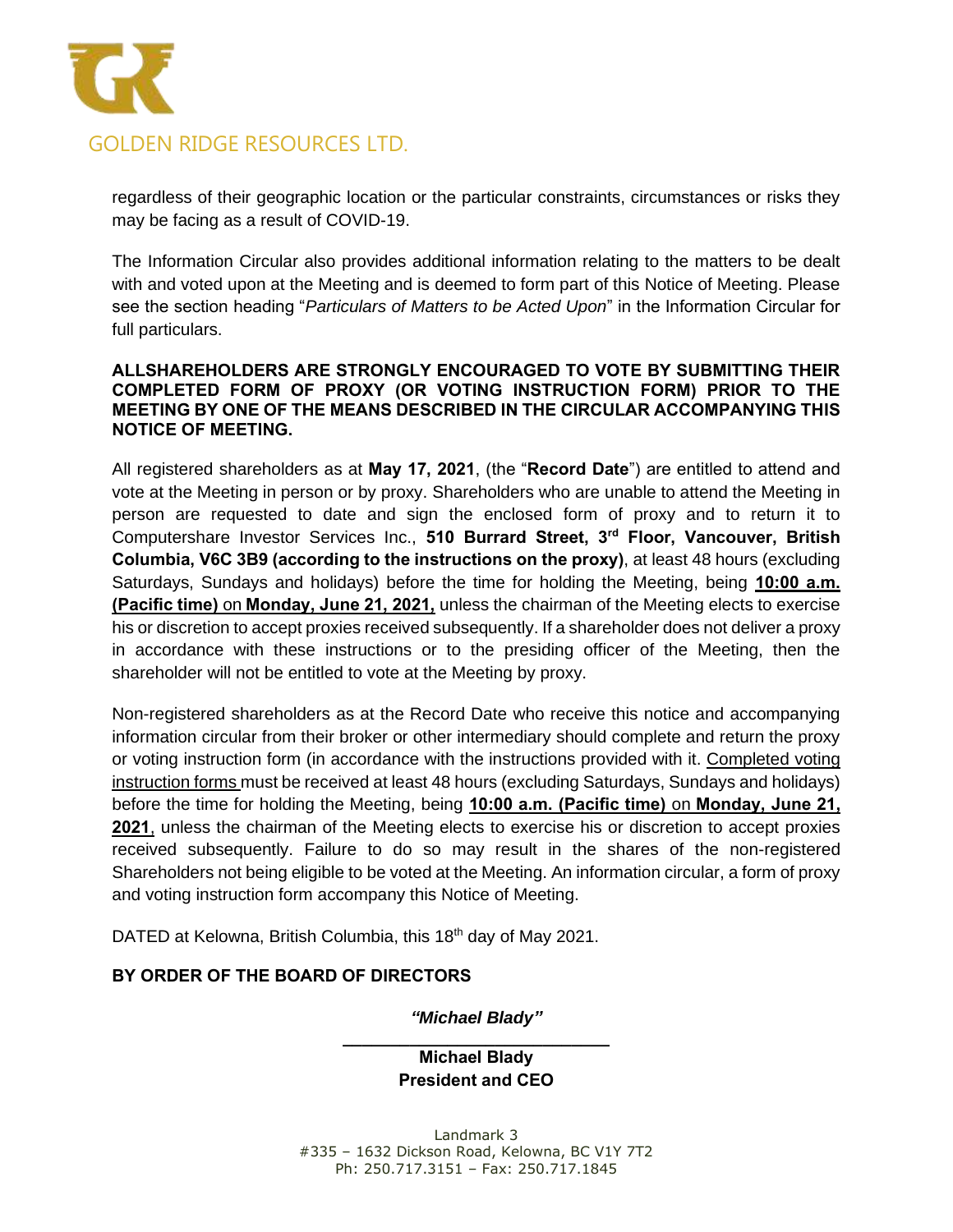regardless of their geographic location or the particular constraints, circumstances or risks they may be facing as a result of COVID-19.

The Information Circular also provides additional information relating to the matters to be dealt with and voted upon at the Meeting and is deemed to form part of this Notice of Meeting. Please see the section heading "*Particulars of Matters to be Acted Upon*" in the Information Circular for full particulars.

**ALLSHAREHOLDERS ARE STRONGLY ENCOURAGED TO VOTE BY SUBMITTING THEIR COMPLETED FORM OF PROXY (OR VOTING INSTRUCTION FORM) PRIOR TO THE MEETING BY ONE OF THE MEANS DESCRIBED IN THE CIRCULAR ACCOMPANYING THIS NOTICE OF MEETING.**

All registered shareholders as at **May 17, 2021**, (the "**Record Date**") are entitled to attend and vote at the Meeting in person or by proxy. Shareholders who are unable to attend the Meeting in person are requested to date and sign the enclosed form of proxy and to return it to Computershare Investor Services Inc., **510 Burrard Street, 3rd Floor, Vancouver, British Columbia, V6C 3B9 (according to the instructions on the proxy)**, at least 48 hours (excluding Saturdays, Sundays and holidays) before the time for holding the Meeting, being **10:00 a.m. (Pacific time)** on **Monday, June 21, 2021,** unless the chairman of the Meeting elects to exercise his or discretion to accept proxies received subsequently. If a shareholder does not deliver a proxy in accordance with these instructions or to the presiding officer of the Meeting, then the shareholder will not be entitled to vote at the Meeting by proxy.

Non-registered shareholders as at the Record Date who receive this notice and accompanying information circular from their broker or other intermediary should complete and return the proxy or voting instruction form (in accordance with the instructions provided with it. Completed voting instruction forms must be received at least 48 hours (excluding Saturdays, Sundays and holidays) before the time for holding the Meeting, being **10:00 a.m. (Pacific time)** on **Monday, June 21, 2021**, unless the chairman of the Meeting elects to exercise his or discretion to accept proxies received subsequently. Failure to do so may result in the shares of the non-registered Shareholders not being eligible to be voted at the Meeting. An information circular, a form of proxy and voting instruction form accompany this Notice of Meeting.

DATED at Kelowna, British Columbia, this 18th day of May 2021.

**BY ORDER OF THE BOARD OF DIRECTORS**

***"Michael Blady"***

**Michael Blady**
**President and CEO**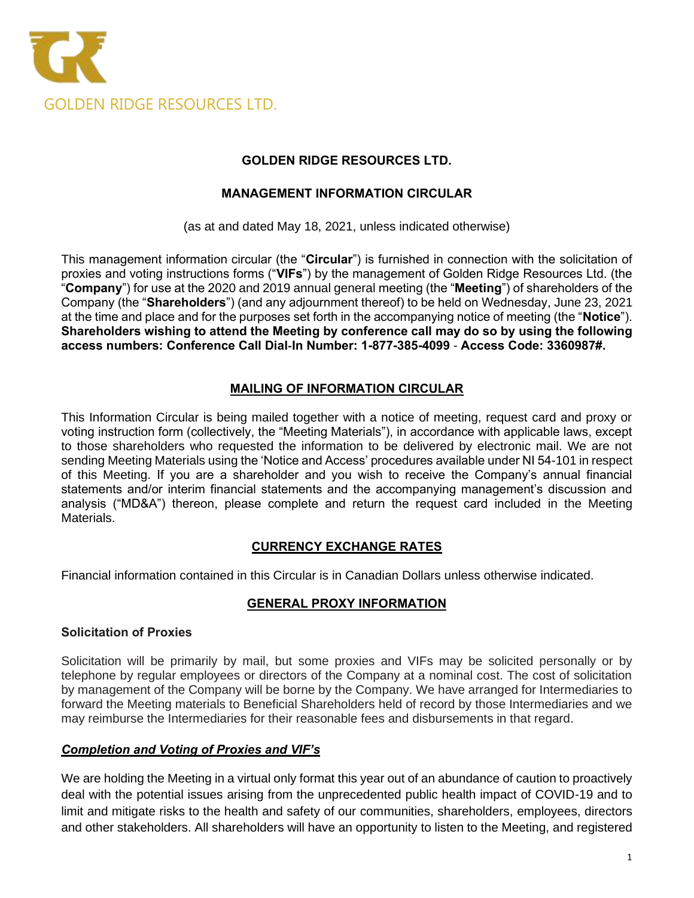GOLDEN RIDGE RESOURCES LTD.

# GOLDEN RIDGE RESOURCES LTD.

## MANAGEMENT INFORMATION CIRCULAR

(as at and dated May 18, 2021, unless indicated otherwise)

This management information circular (the "**Circular**") is furnished in connection with the solicitation of proxies and voting instructions forms ("**VIFs**") by the management of Golden Ridge Resources Ltd. (the "**Company**") for use at the 2020 and 2019 annual general meeting (the "**Meeting**") of shareholders of the Company (the "**Shareholders**") (and any adjournment thereof) to be held on Wednesday, June 23, 2021 at the time and place and for the purposes set forth in the accompanying notice of meeting (the "**Notice**"). **Shareholders wishing to attend the Meeting by conference call may do so by using the following access numbers: Conference Call Dial-In Number: 1-877-385-4099 - Access Code: 3360987#.**

## MAILING OF INFORMATION CIRCULAR

This Information Circular is being mailed together with a notice of meeting, request card and proxy or voting instruction form (collectively, the "Meeting Materials"), in accordance with applicable laws, except to those shareholders who requested the information to be delivered by electronic mail. We are not sending Meeting Materials using the 'Notice and Access' procedures available under NI 54-101 in respect of this Meeting. If you are a shareholder and you wish to receive the Company's annual financial statements and/or interim financial statements and the accompanying management's discussion and analysis ("MD&A") thereon, please complete and return the request card included in the Meeting Materials.

## CURRENCY EXCHANGE RATES

Financial information contained in this Circular is in Canadian Dollars unless otherwise indicated.

## GENERAL PROXY INFORMATION

### Solicitation of Proxies

Solicitation will be primarily by mail, but some proxies and VIFs may be solicited personally or by telephone by regular employees or directors of the Company at a nominal cost. The cost of solicitation by management of the Company will be borne by the Company. We have arranged for Intermediaries to forward the Meeting materials to Beneficial Shareholders held of record by those Intermediaries and we may reimburse the Intermediaries for their reasonable fees and disbursements in that regard.

### *Completion and Voting of Proxies and VIF's*

We are holding the Meeting in a virtual only format this year out of an abundance of caution to proactively deal with the potential issues arising from the unprecedented public health impact of COVID-19 and to limit and mitigate risks to the health and safety of our communities, shareholders, employees, directors and other stakeholders. All shareholders will have an opportunity to listen to the Meeting, and registered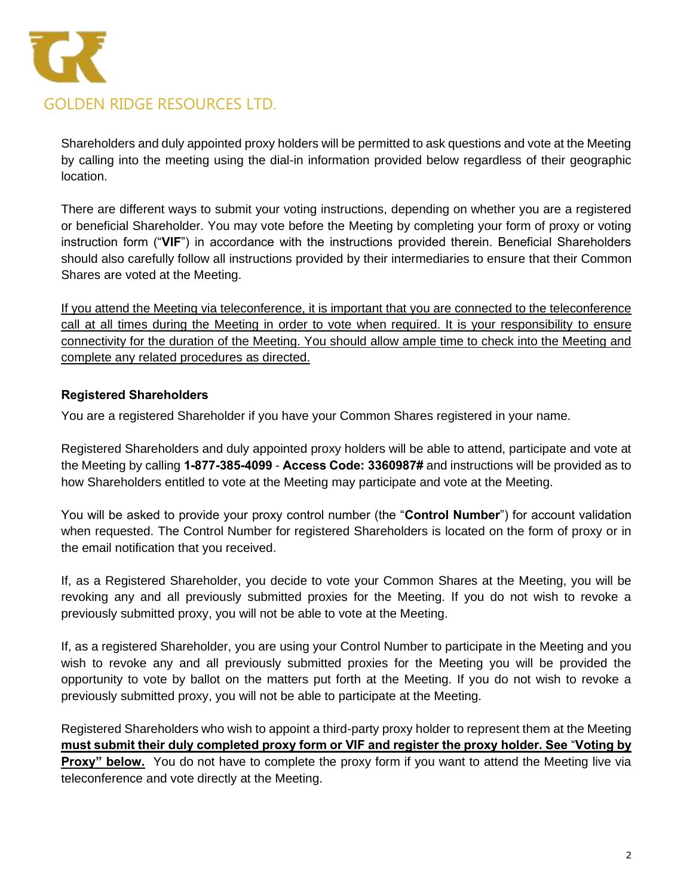Shareholders and duly appointed proxy holders will be permitted to ask questions and vote at the Meeting by calling into the meeting using the dial-in information provided below regardless of their geographic location.

There are different ways to submit your voting instructions, depending on whether you are a registered or beneficial Shareholder. You may vote before the Meeting by completing your form of proxy or voting instruction form ("**VIF**") in accordance with the instructions provided therein. Beneficial Shareholders should also carefully follow all instructions provided by their intermediaries to ensure that their Common Shares are voted at the Meeting.

If you attend the Meeting via teleconference, it is important that you are connected to the teleconference call at all times during the Meeting in order to vote when required. It is your responsibility to ensure connectivity for the duration of the Meeting. You should allow ample time to check into the Meeting and complete any related procedures as directed.

**Registered Shareholders**

You are a registered Shareholder if you have your Common Shares registered in your name.

Registered Shareholders and duly appointed proxy holders will be able to attend, participate and vote at the Meeting by calling **1-877-385-4099** - **Access Code: 3360987#** and instructions will be provided as to how Shareholders entitled to vote at the Meeting may participate and vote at the Meeting.

You will be asked to provide your proxy control number (the "**Control Number**") for account validation when requested. The Control Number for registered Shareholders is located on the form of proxy or in the email notification that you received.

If, as a Registered Shareholder, you decide to vote your Common Shares at the Meeting, you will be revoking any and all previously submitted proxies for the Meeting. If you do not wish to revoke a previously submitted proxy, you will not be able to vote at the Meeting.

If, as a registered Shareholder, you are using your Control Number to participate in the Meeting and you wish to revoke any and all previously submitted proxies for the Meeting you will be provided the opportunity to vote by ballot on the matters put forth at the Meeting. If you do not wish to revoke a previously submitted proxy, you will not be able to participate at the Meeting.

Registered Shareholders who wish to appoint a third-party proxy holder to represent them at the Meeting **must submit their duly completed proxy form or VIF and register the proxy holder. See "Voting by Proxy" below.** You do not have to complete the proxy form if you want to attend the Meeting live via teleconference and vote directly at the Meeting.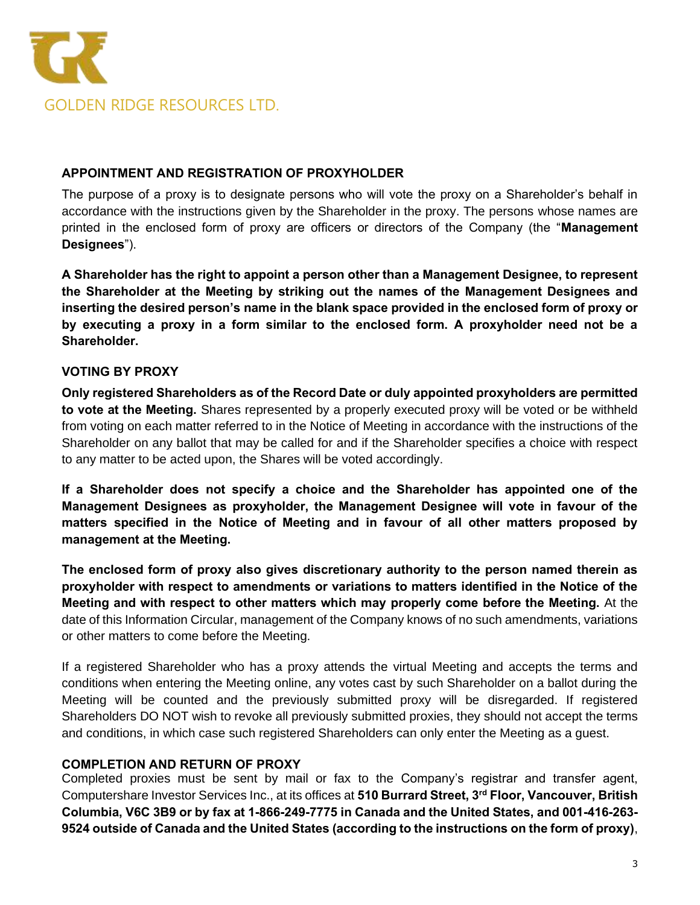## APPOINTMENT AND REGISTRATION OF PROXYHOLDER

The purpose of a proxy is to designate persons who will vote the proxy on a Shareholder's behalf in accordance with the instructions given by the Shareholder in the proxy. The persons whose names are printed in the enclosed form of proxy are officers or directors of the Company (the "**Management Designees**").

**A Shareholder has the right to appoint a person other than a Management Designee, to represent the Shareholder at the Meeting by striking out the names of the Management Designees and inserting the desired person's name in the blank space provided in the enclosed form of proxy or by executing a proxy in a form similar to the enclosed form. A proxyholder need not be a Shareholder.**

## VOTING BY PROXY

**Only registered Shareholders as of the Record Date or duly appointed proxyholders are permitted to vote at the Meeting.** Shares represented by a properly executed proxy will be voted or be withheld from voting on each matter referred to in the Notice of Meeting in accordance with the instructions of the Shareholder on any ballot that may be called for and if the Shareholder specifies a choice with respect to any matter to be acted upon, the Shares will be voted accordingly.

**If a Shareholder does not specify a choice and the Shareholder has appointed one of the Management Designees as proxyholder, the Management Designee will vote in favour of the matters specified in the Notice of Meeting and in favour of all other matters proposed by management at the Meeting.**

**The enclosed form of proxy also gives discretionary authority to the person named therein as proxyholder with respect to amendments or variations to matters identified in the Notice of the Meeting and with respect to other matters which may properly come before the Meeting.** At the date of this Information Circular, management of the Company knows of no such amendments, variations or other matters to come before the Meeting.

If a registered Shareholder who has a proxy attends the virtual Meeting and accepts the terms and conditions when entering the Meeting online, any votes cast by such Shareholder on a ballot during the Meeting will be counted and the previously submitted proxy will be disregarded. If registered Shareholders DO NOT wish to revoke all previously submitted proxies, they should not accept the terms and conditions, in which case such registered Shareholders can only enter the Meeting as a guest.

## COMPLETION AND RETURN OF PROXY

Completed proxies must be sent by mail or fax to the Company's registrar and transfer agent, Computershare Investor Services Inc., at its offices at **510 Burrard Street, 3rd Floor, Vancouver, British Columbia, V6C 3B9 or by fax at 1-866-249-7775 in Canada and the United States, and 001-416-263-9524 outside of Canada and the United States (according to the instructions on the form of proxy)**,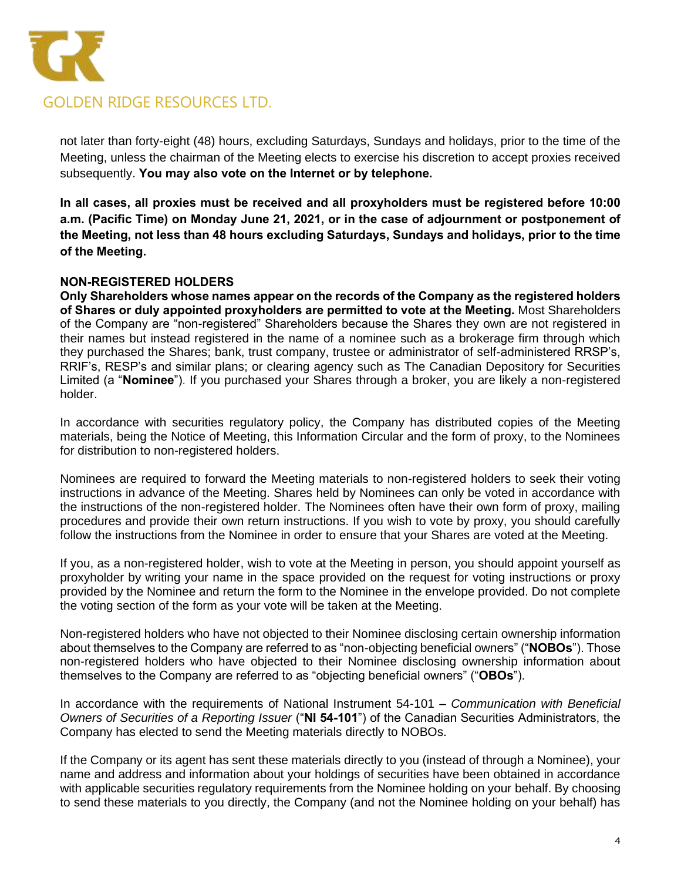not later than forty-eight (48) hours, excluding Saturdays, Sundays and holidays, prior to the time of the Meeting, unless the chairman of the Meeting elects to exercise his discretion to accept proxies received subsequently. **You may also vote on the Internet or by telephone.**

**In all cases, all proxies must be received and all proxyholders must be registered before 10:00 a.m. (Pacific Time) on Monday June 21, 2021, or in the case of adjournment or postponement of the Meeting, not less than 48 hours excluding Saturdays, Sundays and holidays, prior to the time of the Meeting.**

### NON-REGISTERED HOLDERS

**Only Shareholders whose names appear on the records of the Company as the registered holders of Shares or duly appointed proxyholders are permitted to vote at the Meeting.** Most Shareholders of the Company are "non-registered" Shareholders because the Shares they own are not registered in their names but instead registered in the name of a nominee such as a brokerage firm through which they purchased the Shares; bank, trust company, trustee or administrator of self-administered RRSP's, RRIF's, RESP's and similar plans; or clearing agency such as The Canadian Depository for Securities Limited (a "**Nominee**"). If you purchased your Shares through a broker, you are likely a non-registered holder.

In accordance with securities regulatory policy, the Company has distributed copies of the Meeting materials, being the Notice of Meeting, this Information Circular and the form of proxy, to the Nominees for distribution to non-registered holders.

Nominees are required to forward the Meeting materials to non-registered holders to seek their voting instructions in advance of the Meeting. Shares held by Nominees can only be voted in accordance with the instructions of the non-registered holder. The Nominees often have their own form of proxy, mailing procedures and provide their own return instructions. If you wish to vote by proxy, you should carefully follow the instructions from the Nominee in order to ensure that your Shares are voted at the Meeting.

If you, as a non-registered holder, wish to vote at the Meeting in person, you should appoint yourself as proxyholder by writing your name in the space provided on the request for voting instructions or proxy provided by the Nominee and return the form to the Nominee in the envelope provided. Do not complete the voting section of the form as your vote will be taken at the Meeting.

Non-registered holders who have not objected to their Nominee disclosing certain ownership information about themselves to the Company are referred to as "non-objecting beneficial owners" ("**NOBOs**"). Those non-registered holders who have objected to their Nominee disclosing ownership information about themselves to the Company are referred to as "objecting beneficial owners" ("**OBOs**").

In accordance with the requirements of National Instrument 54-101 – *Communication with Beneficial Owners of Securities of a Reporting Issuer* ("**NI 54-101**") of the Canadian Securities Administrators, the Company has elected to send the Meeting materials directly to NOBOs.

If the Company or its agent has sent these materials directly to you (instead of through a Nominee), your name and address and information about your holdings of securities have been obtained in accordance with applicable securities regulatory requirements from the Nominee holding on your behalf. By choosing to send these materials to you directly, the Company (and not the Nominee holding on your behalf) has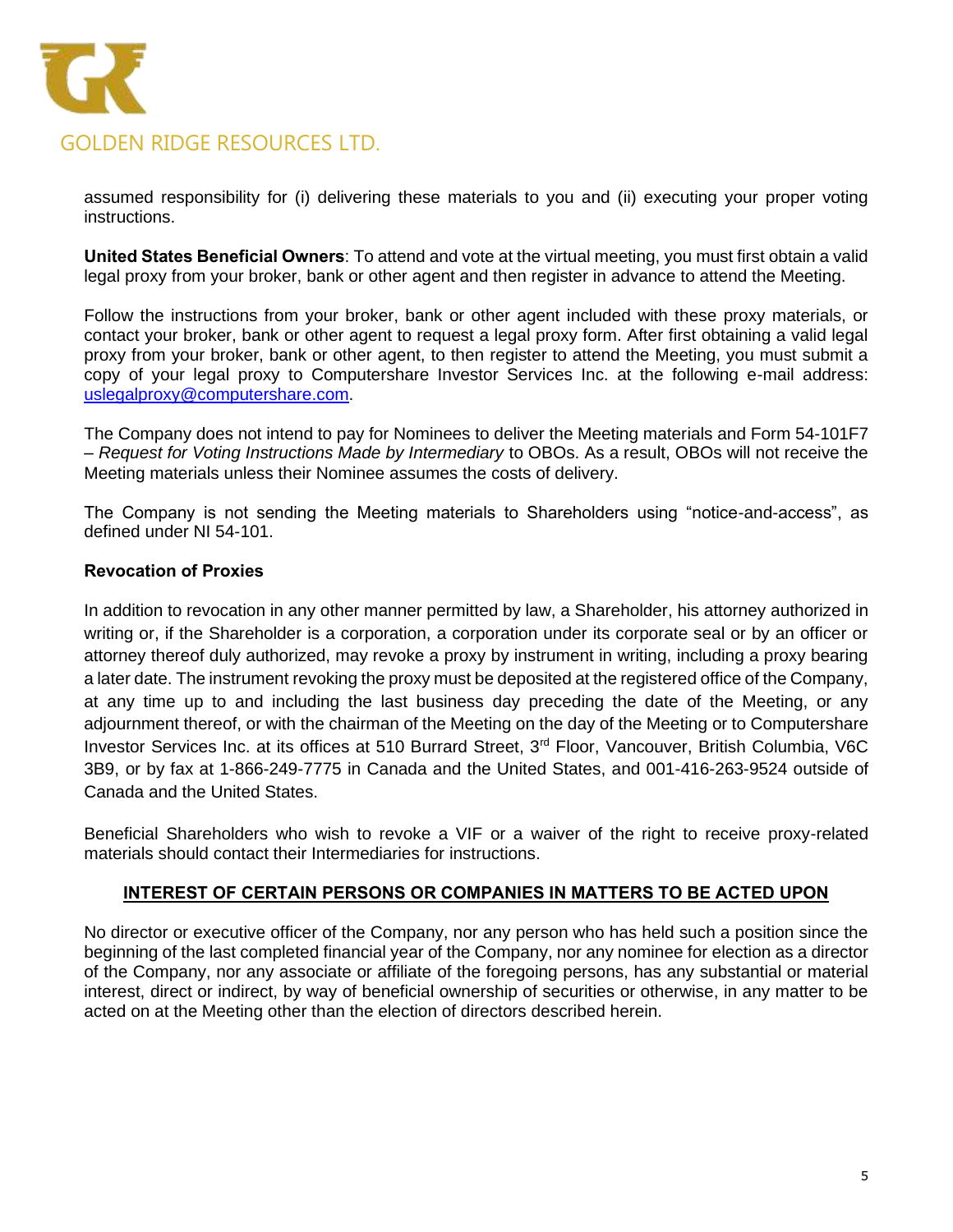assumed responsibility for (i) delivering these materials to you and (ii) executing your proper voting instructions.

**United States Beneficial Owners**: To attend and vote at the virtual meeting, you must first obtain a valid legal proxy from your broker, bank or other agent and then register in advance to attend the Meeting.

Follow the instructions from your broker, bank or other agent included with these proxy materials, or contact your broker, bank or other agent to request a legal proxy form. After first obtaining a valid legal proxy from your broker, bank or other agent, to then register to attend the Meeting, you must submit a copy of your legal proxy to Computershare Investor Services Inc. at the following e-mail address: uslegalproxy@computershare.com.

The Company does not intend to pay for Nominees to deliver the Meeting materials and Form 54-101F7 – *Request for Voting Instructions Made by Intermediary* to OBOs. As a result, OBOs will not receive the Meeting materials unless their Nominee assumes the costs of delivery.

The Company is not sending the Meeting materials to Shareholders using "notice-and-access", as defined under NI 54-101.

**Revocation of Proxies**

In addition to revocation in any other manner permitted by law, a Shareholder, his attorney authorized in writing or, if the Shareholder is a corporation, a corporation under its corporate seal or by an officer or attorney thereof duly authorized, may revoke a proxy by instrument in writing, including a proxy bearing a later date. The instrument revoking the proxy must be deposited at the registered office of the Company, at any time up to and including the last business day preceding the date of the Meeting, or any adjournment thereof, or with the chairman of the Meeting on the day of the Meeting or to Computershare Investor Services Inc. at its offices at 510 Burrard Street, 3rd Floor, Vancouver, British Columbia, V6C 3B9, or by fax at 1-866-249-7775 in Canada and the United States, and 001-416-263-9524 outside of Canada and the United States.

Beneficial Shareholders who wish to revoke a VIF or a waiver of the right to receive proxy-related materials should contact their Intermediaries for instructions.

## INTEREST OF CERTAIN PERSONS OR COMPANIES IN MATTERS TO BE ACTED UPON

No director or executive officer of the Company, nor any person who has held such a position since the beginning of the last completed financial year of the Company, nor any nominee for election as a director of the Company, nor any associate or affiliate of the foregoing persons, has any substantial or material interest, direct or indirect, by way of beneficial ownership of securities or otherwise, in any matter to be acted on at the Meeting other than the election of directors described herein.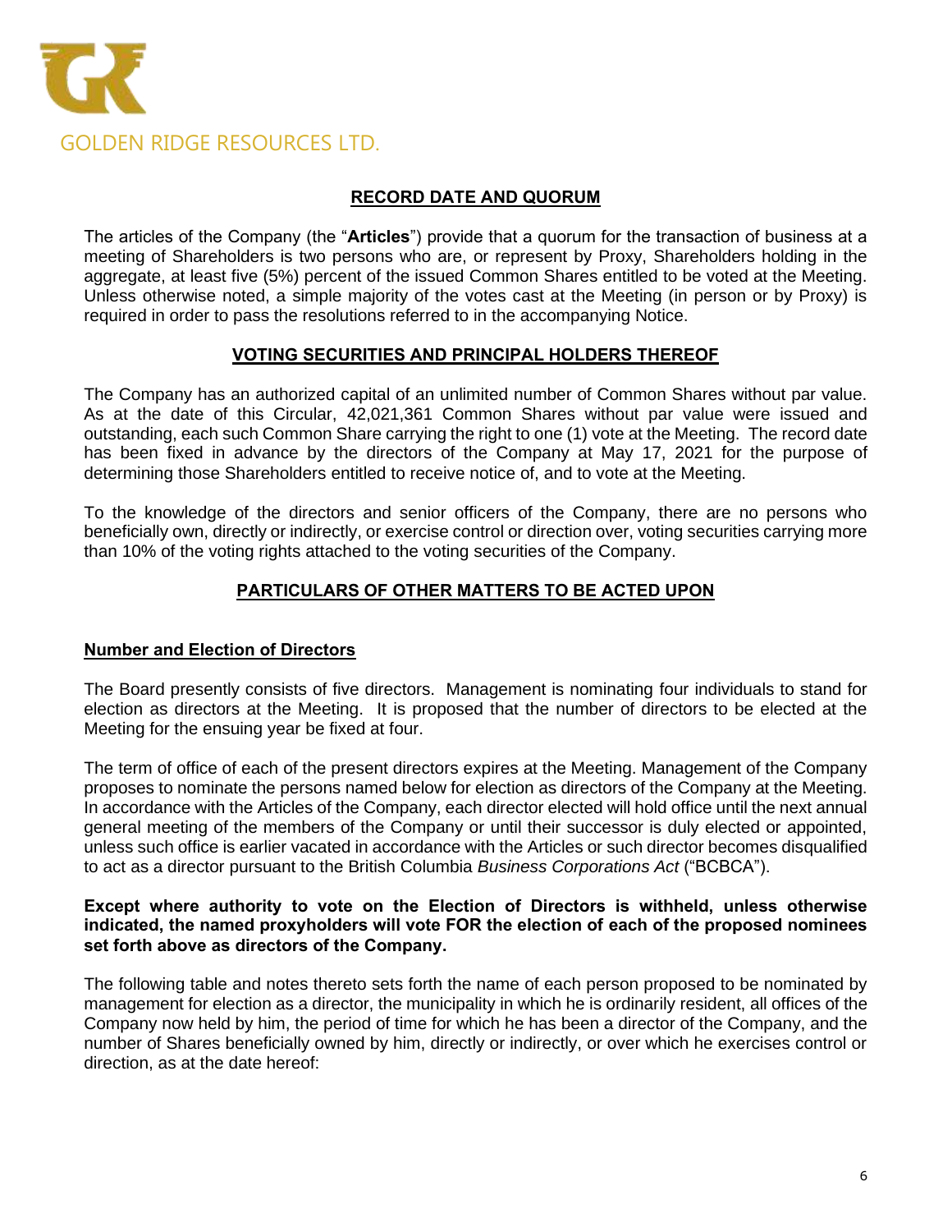## RECORD DATE AND QUORUM

The articles of the Company (the "**Articles**") provide that a quorum for the transaction of business at a meeting of Shareholders is two persons who are, or represent by Proxy, Shareholders holding in the aggregate, at least five (5%) percent of the issued Common Shares entitled to be voted at the Meeting. Unless otherwise noted, a simple majority of the votes cast at the Meeting (in person or by Proxy) is required in order to pass the resolutions referred to in the accompanying Notice.

## VOTING SECURITIES AND PRINCIPAL HOLDERS THEREOF

The Company has an authorized capital of an unlimited number of Common Shares without par value. As at the date of this Circular, 42,021,361 Common Shares without par value were issued and outstanding, each such Common Share carrying the right to one (1) vote at the Meeting. The record date has been fixed in advance by the directors of the Company at May 17, 2021 for the purpose of determining those Shareholders entitled to receive notice of, and to vote at the Meeting.

To the knowledge of the directors and senior officers of the Company, there are no persons who beneficially own, directly or indirectly, or exercise control or direction over, voting securities carrying more than 10% of the voting rights attached to the voting securities of the Company.

## PARTICULARS OF OTHER MATTERS TO BE ACTED UPON

### Number and Election of Directors

The Board presently consists of five directors. Management is nominating four individuals to stand for election as directors at the Meeting. It is proposed that the number of directors to be elected at the Meeting for the ensuing year be fixed at four.

The term of office of each of the present directors expires at the Meeting. Management of the Company proposes to nominate the persons named below for election as directors of the Company at the Meeting. In accordance with the Articles of the Company, each director elected will hold office until the next annual general meeting of the members of the Company or until their successor is duly elected or appointed, unless such office is earlier vacated in accordance with the Articles or such director becomes disqualified to act as a director pursuant to the British Columbia *Business Corporations Act* ("BCBCA").

**Except where authority to vote on the Election of Directors is withheld, unless otherwise indicated, the named proxyholders will vote FOR the election of each of the proposed nominees set forth above as directors of the Company.**

The following table and notes thereto sets forth the name of each person proposed to be nominated by management for election as a director, the municipality in which he is ordinarily resident, all offices of the Company now held by him, the period of time for which he has been a director of the Company, and the number of Shares beneficially owned by him, directly or indirectly, or over which he exercises control or direction, as at the date hereof: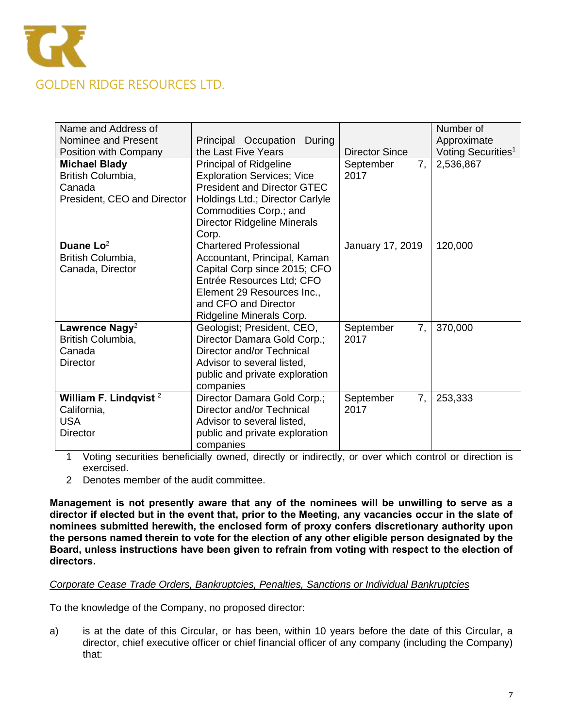| Name and Address of Nominee and Present Position with Company | Principal Occupation During the Last Five Years | Director Since | Number of Approximate Voting Securities[1] |
|---|---|---|---|
| **Michael Blady** British Columbia, Canada President, CEO and Director | Principal of Ridgeline Exploration Services; Vice President and Director GTEC Holdings Ltd.; Director Carlyle Commodities Corp.; and Director Ridgeline Minerals Corp. | September 7, 2017 | 2,536,867 |
| **Duane Lo**[2] British Columbia, Canada, Director | Chartered Professional Accountant, Principal, Kaman Capital Corp since 2015; CFO Entrée Resources Ltd; CFO Element 29 Resources Inc., and CFO and Director Ridgeline Minerals Corp. | January 17, 2019 | 120,000 |
| **Lawrence Nagy**[2] British Columbia, Canada Director | Geologist; President, CEO, Director Damara Gold Corp.; Director and/or Technical Advisor to several listed, public and private exploration companies | September 7, 2017 | 370,000 |
| **William F. Lindqvist** [2] California, USA Director | Director Damara Gold Corp.; Director and/or Technical Advisor to several listed, public and private exploration companies | September 7, 2017 | 253,333 |

1 Voting securities beneficially owned, directly or indirectly, or over which control or direction is exercised.

2 Denotes member of the audit committee.

**Management is not presently aware that any of the nominees will be unwilling to serve as a director if elected but in the event that, prior to the Meeting, any vacancies occur in the slate of nominees submitted herewith, the enclosed form of proxy confers discretionary authority upon the persons named therein to vote for the election of any other eligible person designated by the Board, unless instructions have been given to refrain from voting with respect to the election of directors.**

*Corporate Cease Trade Orders, Bankruptcies, Penalties, Sanctions or Individual Bankruptcies*

To the knowledge of the Company, no proposed director:

a) is at the date of this Circular, or has been, within 10 years before the date of this Circular, a director, chief executive officer or chief financial officer of any company (including the Company) that: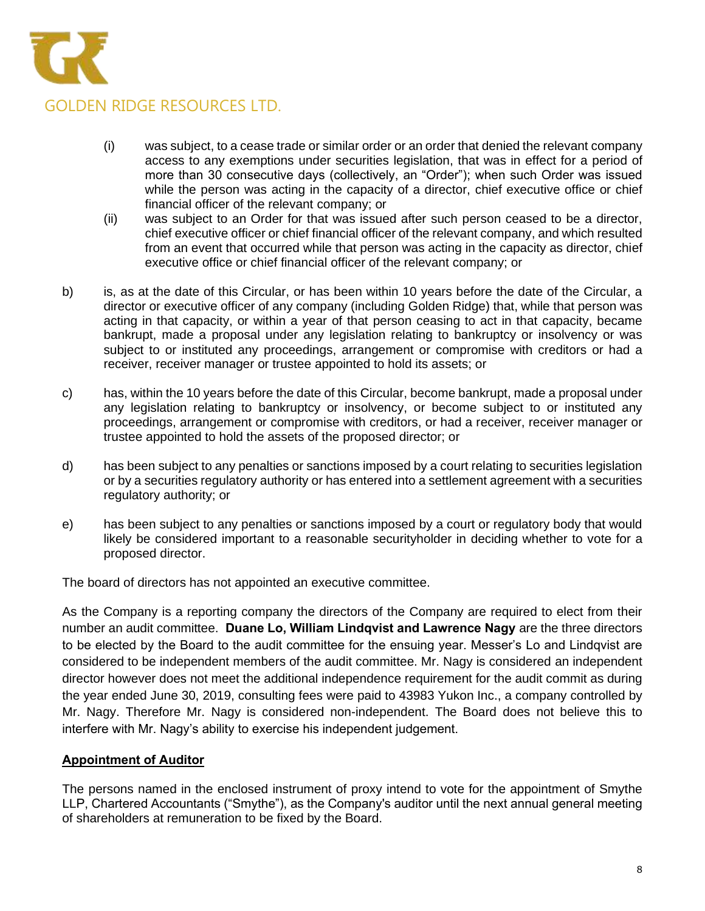(i) was subject, to a cease trade or similar order or an order that denied the relevant company access to any exemptions under securities legislation, that was in effect for a period of more than 30 consecutive days (collectively, an "Order"); when such Order was issued while the person was acting in the capacity of a director, chief executive office or chief financial officer of the relevant company; or

(ii) was subject to an Order for that was issued after such person ceased to be a director, chief executive officer or chief financial officer of the relevant company, and which resulted from an event that occurred while that person was acting in the capacity as director, chief executive office or chief financial officer of the relevant company; or

b) is, as at the date of this Circular, or has been within 10 years before the date of the Circular, a director or executive officer of any company (including Golden Ridge) that, while that person was acting in that capacity, or within a year of that person ceasing to act in that capacity, became bankrupt, made a proposal under any legislation relating to bankruptcy or insolvency or was subject to or instituted any proceedings, arrangement or compromise with creditors or had a receiver, receiver manager or trustee appointed to hold its assets; or

c) has, within the 10 years before the date of this Circular, become bankrupt, made a proposal under any legislation relating to bankruptcy or insolvency, or become subject to or instituted any proceedings, arrangement or compromise with creditors, or had a receiver, receiver manager or trustee appointed to hold the assets of the proposed director; or

d) has been subject to any penalties or sanctions imposed by a court relating to securities legislation or by a securities regulatory authority or has entered into a settlement agreement with a securities regulatory authority; or

e) has been subject to any penalties or sanctions imposed by a court or regulatory body that would likely be considered important to a reasonable securityholder in deciding whether to vote for a proposed director.

The board of directors has not appointed an executive committee.

As the Company is a reporting company the directors of the Company are required to elect from their number an audit committee. **Duane Lo, William Lindqvist and Lawrence Nagy** are the three directors to be elected by the Board to the audit committee for the ensuing year. Messer's Lo and Lindqvist are considered to be independent members of the audit committee. Mr. Nagy is considered an independent director however does not meet the additional independence requirement for the audit commit as during the year ended June 30, 2019, consulting fees were paid to 43983 Yukon Inc., a company controlled by Mr. Nagy. Therefore Mr. Nagy is considered non-independent. The Board does not believe this to interfere with Mr. Nagy's ability to exercise his independent judgement.

## Appointment of Auditor

The persons named in the enclosed instrument of proxy intend to vote for the appointment of Smythe LLP, Chartered Accountants ("Smythe"), as the Company's auditor until the next annual general meeting of shareholders at remuneration to be fixed by the Board.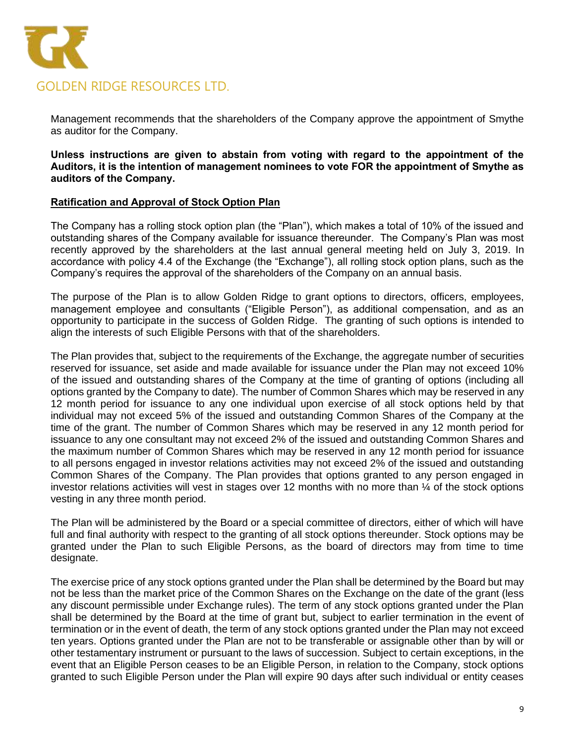Management recommends that the shareholders of the Company approve the appointment of Smythe as auditor for the Company.

**Unless instructions are given to abstain from voting with regard to the appointment of the Auditors, it is the intention of management nominees to vote FOR the appointment of Smythe as auditors of the Company.**

**Ratification and Approval of Stock Option Plan**

The Company has a rolling stock option plan (the "Plan"), which makes a total of 10% of the issued and outstanding shares of the Company available for issuance thereunder. The Company's Plan was most recently approved by the shareholders at the last annual general meeting held on July 3, 2019. In accordance with policy 4.4 of the Exchange (the "Exchange"), all rolling stock option plans, such as the Company's requires the approval of the shareholders of the Company on an annual basis.

The purpose of the Plan is to allow Golden Ridge to grant options to directors, officers, employees, management employee and consultants ("Eligible Person"), as additional compensation, and as an opportunity to participate in the success of Golden Ridge. The granting of such options is intended to align the interests of such Eligible Persons with that of the shareholders.

The Plan provides that, subject to the requirements of the Exchange, the aggregate number of securities reserved for issuance, set aside and made available for issuance under the Plan may not exceed 10% of the issued and outstanding shares of the Company at the time of granting of options (including all options granted by the Company to date). The number of Common Shares which may be reserved in any 12 month period for issuance to any one individual upon exercise of all stock options held by that individual may not exceed 5% of the issued and outstanding Common Shares of the Company at the time of the grant. The number of Common Shares which may be reserved in any 12 month period for issuance to any one consultant may not exceed 2% of the issued and outstanding Common Shares and the maximum number of Common Shares which may be reserved in any 12 month period for issuance to all persons engaged in investor relations activities may not exceed 2% of the issued and outstanding Common Shares of the Company. The Plan provides that options granted to any person engaged in investor relations activities will vest in stages over 12 months with no more than ¼ of the stock options vesting in any three month period.

The Plan will be administered by the Board or a special committee of directors, either of which will have full and final authority with respect to the granting of all stock options thereunder. Stock options may be granted under the Plan to such Eligible Persons, as the board of directors may from time to time designate.

The exercise price of any stock options granted under the Plan shall be determined by the Board but may not be less than the market price of the Common Shares on the Exchange on the date of the grant (less any discount permissible under Exchange rules). The term of any stock options granted under the Plan shall be determined by the Board at the time of grant but, subject to earlier termination in the event of termination or in the event of death, the term of any stock options granted under the Plan may not exceed ten years. Options granted under the Plan are not to be transferable or assignable other than by will or other testamentary instrument or pursuant to the laws of succession. Subject to certain exceptions, in the event that an Eligible Person ceases to be an Eligible Person, in relation to the Company, stock options granted to such Eligible Person under the Plan will expire 90 days after such individual or entity ceases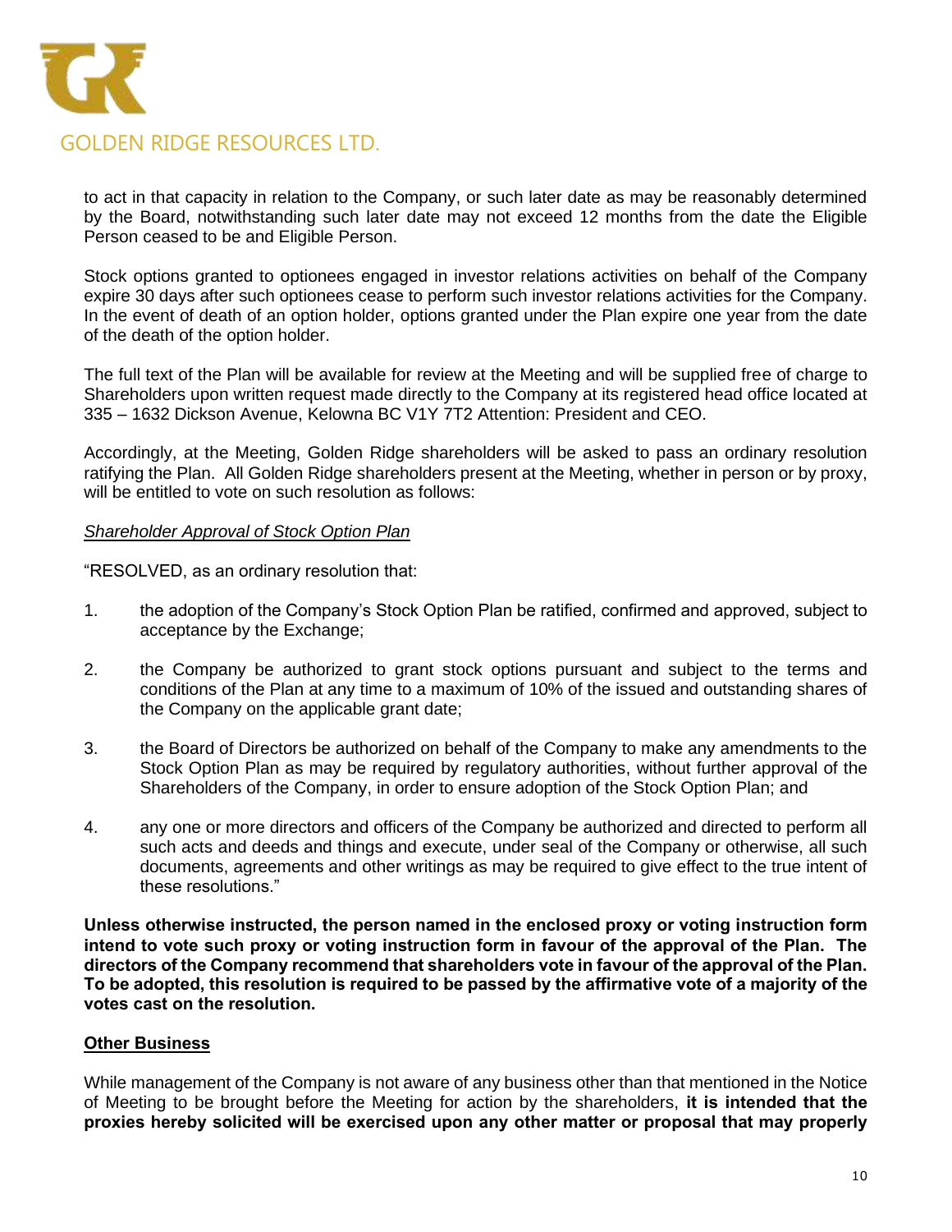to act in that capacity in relation to the Company, or such later date as may be reasonably determined by the Board, notwithstanding such later date may not exceed 12 months from the date the Eligible Person ceased to be and Eligible Person.

Stock options granted to optionees engaged in investor relations activities on behalf of the Company expire 30 days after such optionees cease to perform such investor relations activities for the Company. In the event of death of an option holder, options granted under the Plan expire one year from the date of the death of the option holder.

The full text of the Plan will be available for review at the Meeting and will be supplied free of charge to Shareholders upon written request made directly to the Company at its registered head office located at 335 – 1632 Dickson Avenue, Kelowna BC V1Y 7T2 Attention: President and CEO.

Accordingly, at the Meeting, Golden Ridge shareholders will be asked to pass an ordinary resolution ratifying the Plan. All Golden Ridge shareholders present at the Meeting, whether in person or by proxy, will be entitled to vote on such resolution as follows:

*Shareholder Approval of Stock Option Plan*

"RESOLVED, as an ordinary resolution that:

1. the adoption of the Company's Stock Option Plan be ratified, confirmed and approved, subject to acceptance by the Exchange;

2. the Company be authorized to grant stock options pursuant and subject to the terms and conditions of the Plan at any time to a maximum of 10% of the issued and outstanding shares of the Company on the applicable grant date;

3. the Board of Directors be authorized on behalf of the Company to make any amendments to the Stock Option Plan as may be required by regulatory authorities, without further approval of the Shareholders of the Company, in order to ensure adoption of the Stock Option Plan; and

4. any one or more directors and officers of the Company be authorized and directed to perform all such acts and deeds and things and execute, under seal of the Company or otherwise, all such documents, agreements and other writings as may be required to give effect to the true intent of these resolutions."

**Unless otherwise instructed, the person named in the enclosed proxy or voting instruction form intend to vote such proxy or voting instruction form in favour of the approval of the Plan. The directors of the Company recommend that shareholders vote in favour of the approval of the Plan. To be adopted, this resolution is required to be passed by the affirmative vote of a majority of the votes cast on the resolution.**

## Other Business

While management of the Company is not aware of any business other than that mentioned in the Notice of Meeting to be brought before the Meeting for action by the shareholders, **it is intended that the proxies hereby solicited will be exercised upon any other matter or proposal that may properly**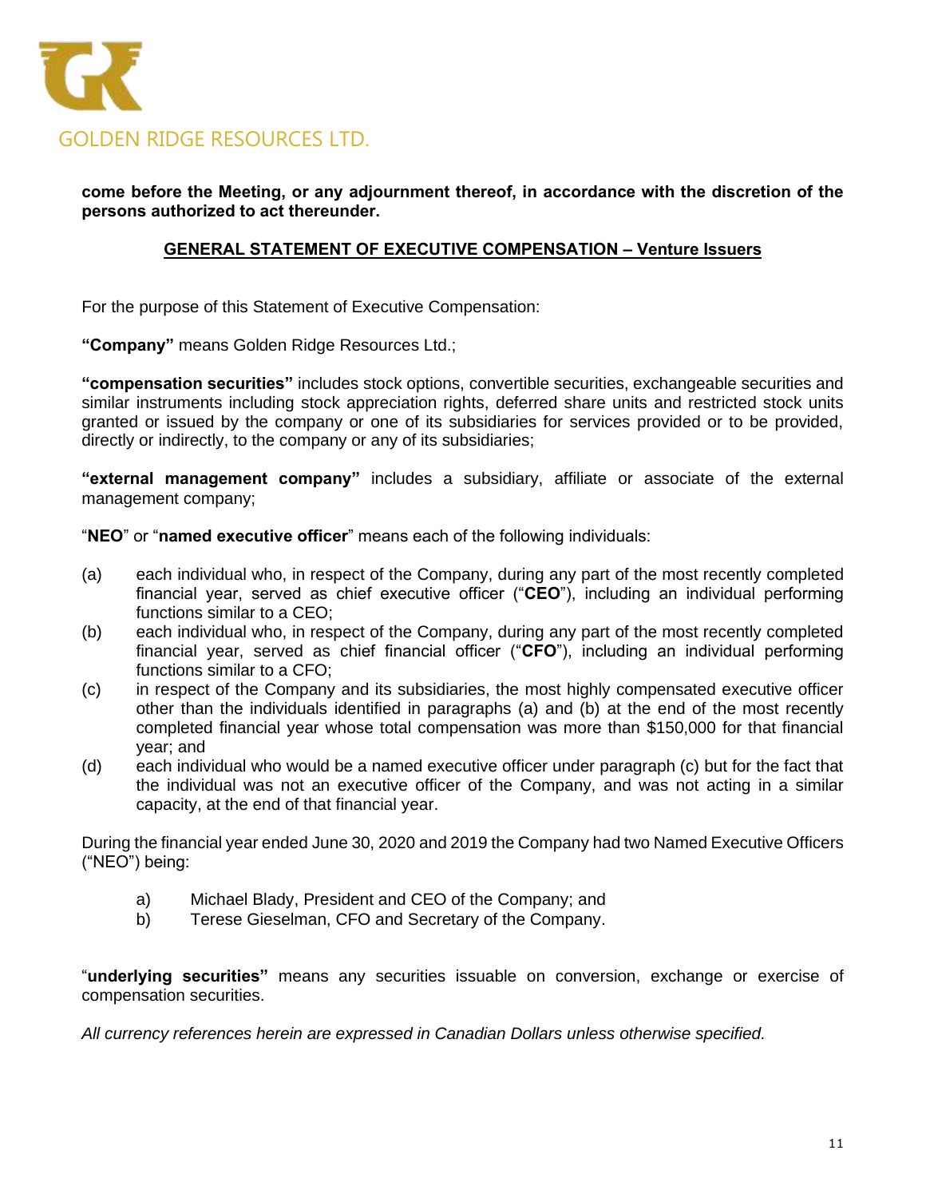**come before the Meeting, or any adjournment thereof, in accordance with the discretion of the persons authorized to act thereunder.**

## GENERAL STATEMENT OF EXECUTIVE COMPENSATION – Venture Issuers

For the purpose of this Statement of Executive Compensation:

**"Company"** means Golden Ridge Resources Ltd.;

**"compensation securities"** includes stock options, convertible securities, exchangeable securities and similar instruments including stock appreciation rights, deferred share units and restricted stock units granted or issued by the company or one of its subsidiaries for services provided or to be provided, directly or indirectly, to the company or any of its subsidiaries;

**"external management company"** includes a subsidiary, affiliate or associate of the external management company;

"**NEO**" or "**named executive officer**" means each of the following individuals:

(a) each individual who, in respect of the Company, during any part of the most recently completed financial year, served as chief executive officer ("**CEO**"), including an individual performing functions similar to a CEO;

(b) each individual who, in respect of the Company, during any part of the most recently completed financial year, served as chief financial officer ("**CFO**"), including an individual performing functions similar to a CFO;

(c) in respect of the Company and its subsidiaries, the most highly compensated executive officer other than the individuals identified in paragraphs (a) and (b) at the end of the most recently completed financial year whose total compensation was more than $150,000 for that financial year; and

(d) each individual who would be a named executive officer under paragraph (c) but for the fact that the individual was not an executive officer of the Company, and was not acting in a similar capacity, at the end of that financial year.

During the financial year ended June 30, 2020 and 2019 the Company had two Named Executive Officers ("NEO") being:

a) Michael Blady, President and CEO of the Company; and
b) Terese Gieselman, CFO and Secretary of the Company.

"**underlying securities"** means any securities issuable on conversion, exchange or exercise of compensation securities.

*All currency references herein are expressed in Canadian Dollars unless otherwise specified.*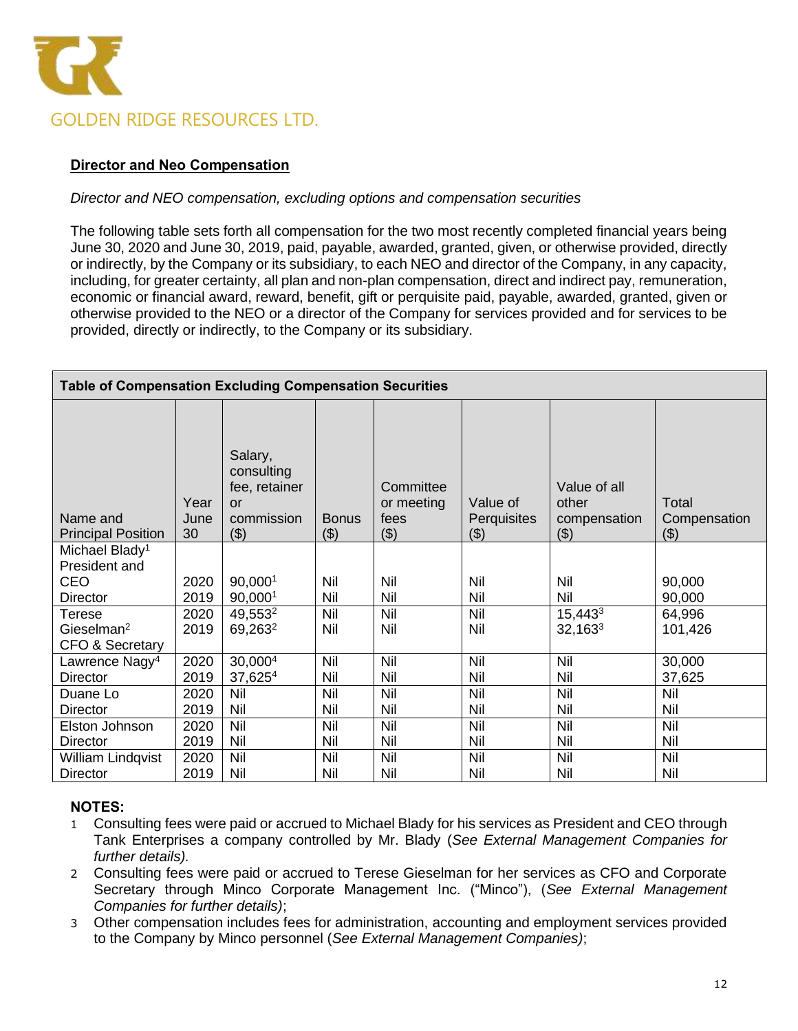## Director and Neo Compensation

*Director and NEO compensation, excluding options and compensation securities*

The following table sets forth all compensation for the two most recently completed financial years being June 30, 2020 and June 30, 2019, paid, payable, awarded, granted, given, or otherwise provided, directly or indirectly, by the Company or its subsidiary, to each NEO and director of the Company, in any capacity, including, for greater certainty, all plan and non-plan compensation, direct and indirect pay, remuneration, economic or financial award, reward, benefit, gift or perquisite paid, payable, awarded, granted, given or otherwise provided to the NEO or a director of the Company for services provided and for services to be provided, directly or indirectly, to the Company or its subsidiary.

**Table of Compensation Excluding Compensation Securities**

| Name and Principal Position | Year June 30 | Salary, consulting fee, retainer or commission ($) | Bonus ($) | Committee or meeting fees ($) | Value of Perquisites ($) | Value of all other compensation ($) | Total Compensation ($) |
|---|---|---|---|---|---|---|---|
| Michael Blady[1] President and CEO Director | 2020<br>2019 | 90,000[1]<br>90,000[1] | Nil<br>Nil | Nil<br>Nil | Nil<br>Nil | Nil<br>Nil | 90,000<br>90,000 |
| Terese Gieselman[2] CFO & Secretary | 2020<br>2019 | 49,553[2]<br>69,263[2] | Nil<br>Nil | Nil<br>Nil | Nil<br>Nil | 15,443[3]<br>32,163[3] | 64,996<br>101,426 |
| Lawrence Nagy[4] Director | 2020<br>2019 | 30,000[4]<br>37,625[4] | Nil<br>Nil | Nil<br>Nil | Nil<br>Nil | Nil<br>Nil | 30,000<br>37,625 |
| Duane Lo Director | 2020<br>2019 | Nil<br>Nil | Nil<br>Nil | Nil<br>Nil | Nil<br>Nil | Nil<br>Nil | Nil<br>Nil |
| Elston Johnson Director | 2020<br>2019 | Nil<br>Nil | Nil<br>Nil | Nil<br>Nil | Nil<br>Nil | Nil<br>Nil | Nil<br>Nil |
| William Lindqvist Director | 2020<br>2019 | Nil<br>Nil | Nil<br>Nil | Nil<br>Nil | Nil<br>Nil | Nil<br>Nil | Nil<br>Nil |

**NOTES:**

1. Consulting fees were paid or accrued to Michael Blady for his services as President and CEO through Tank Enterprises a company controlled by Mr. Blady (*See External Management Companies for further details).*
2. Consulting fees were paid or accrued to Terese Gieselman for her services as CFO and Corporate Secretary through Minco Corporate Management Inc. ("Minco"), (*See External Management Companies for further details)*;
3. Other compensation includes fees for administration, accounting and employment services provided to the Company by Minco personnel (*See External Management Companies)*;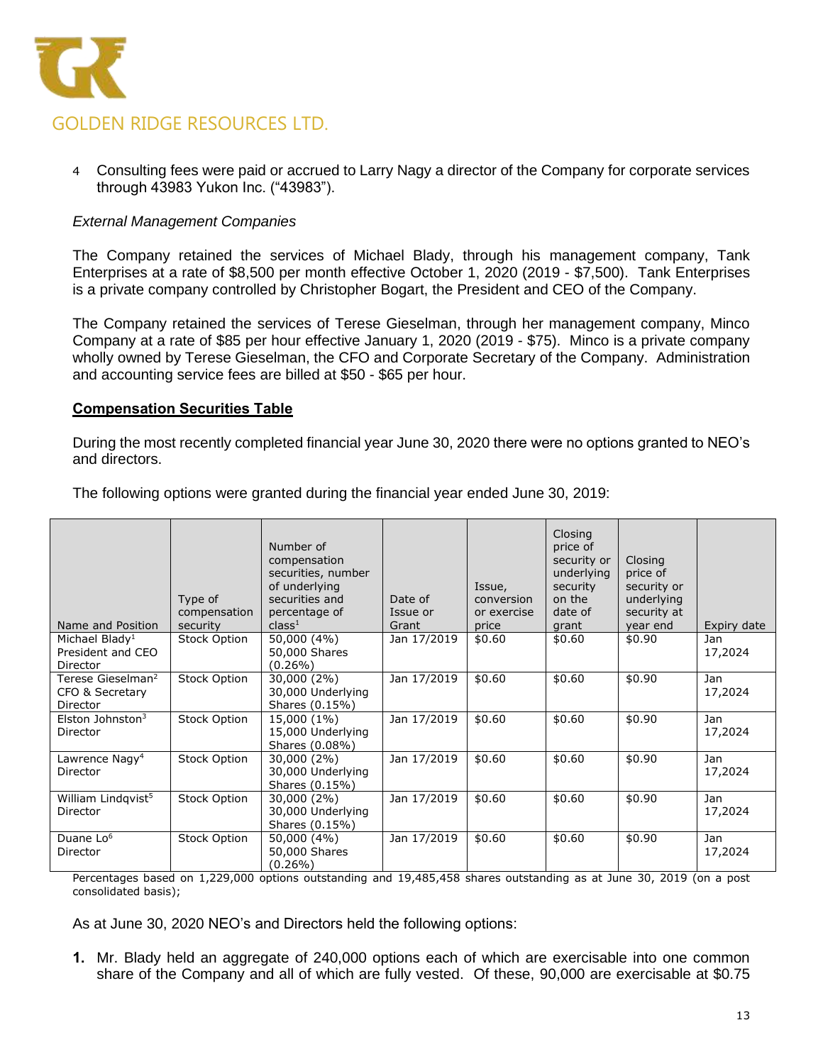4 Consulting fees were paid or accrued to Larry Nagy a director of the Company for corporate services through 43983 Yukon Inc. ("43983").

*External Management Companies*

The Company retained the services of Michael Blady, through his management company, Tank Enterprises at a rate of $8,500 per month effective October 1, 2020 (2019 - $7,500). Tank Enterprises is a private company controlled by Christopher Bogart, the President and CEO of the Company.

The Company retained the services of Terese Gieselman, through her management company, Minco Company at a rate of $85 per hour effective January 1, 2020 (2019 - $75). Minco is a private company wholly owned by Terese Gieselman, the CFO and Corporate Secretary of the Company. Administration and accounting service fees are billed at $50 - $65 per hour.

**Compensation Securities Table**

During the most recently completed financial year June 30, 2020 there were no options granted to NEO's and directors.

The following options were granted during the financial year ended June 30, 2019:

| Name and Position | Type of compensation security | Number of compensation securities, number of underlying securities and percentage of class[1] | Date of Issue or Grant | Issue, conversion or exercise price | Closing price of security or underlying security on the date of grant | Closing price of security or underlying security at year end | Expiry date |
|---|---|---|---|---|---|---|---|
| Michael Blady[1] President and CEO Director | Stock Option | 50,000 (4%) 50,000 Shares (0.26%) | Jan 17/2019 | $0.60 | $0.60 | $0.90 | Jan 17,2024 |
| Terese Gieselman[2] CFO & Secretary Director | Stock Option | 30,000 (2%) 30,000 Underlying Shares (0.15%) | Jan 17/2019 | $0.60 | $0.60 | $0.90 | Jan 17,2024 |
| Elston Johnston[3] Director | Stock Option | 15,000 (1%) 15,000 Underlying Shares (0.08%) | Jan 17/2019 | $0.60 | $0.60 | $0.90 | Jan 17,2024 |
| Lawrence Nagy[4] Director | Stock Option | 30,000 (2%) 30,000 Underlying Shares (0.15%) | Jan 17/2019 | $0.60 | $0.60 | $0.90 | Jan 17,2024 |
| William Lindqvist[5] Director | Stock Option | 30,000 (2%) 30,000 Underlying Shares (0.15%) | Jan 17/2019 | $0.60 | $0.60 | $0.90 | Jan 17,2024 |
| Duane Lo[6] Director | Stock Option | 50,000 (4%) 50,000 Shares (0.26%) | Jan 17/2019 | $0.60 | $0.60 | $0.90 | Jan 17,2024 |

Percentages based on 1,229,000 options outstanding and 19,485,458 shares outstanding as at June 30, 2019 (on a post consolidated basis);

As at June 30, 2020 NEO's and Directors held the following options:

1. Mr. Blady held an aggregate of 240,000 options each of which are exercisable into one common share of the Company and all of which are fully vested. Of these, 90,000 are exercisable at $0.75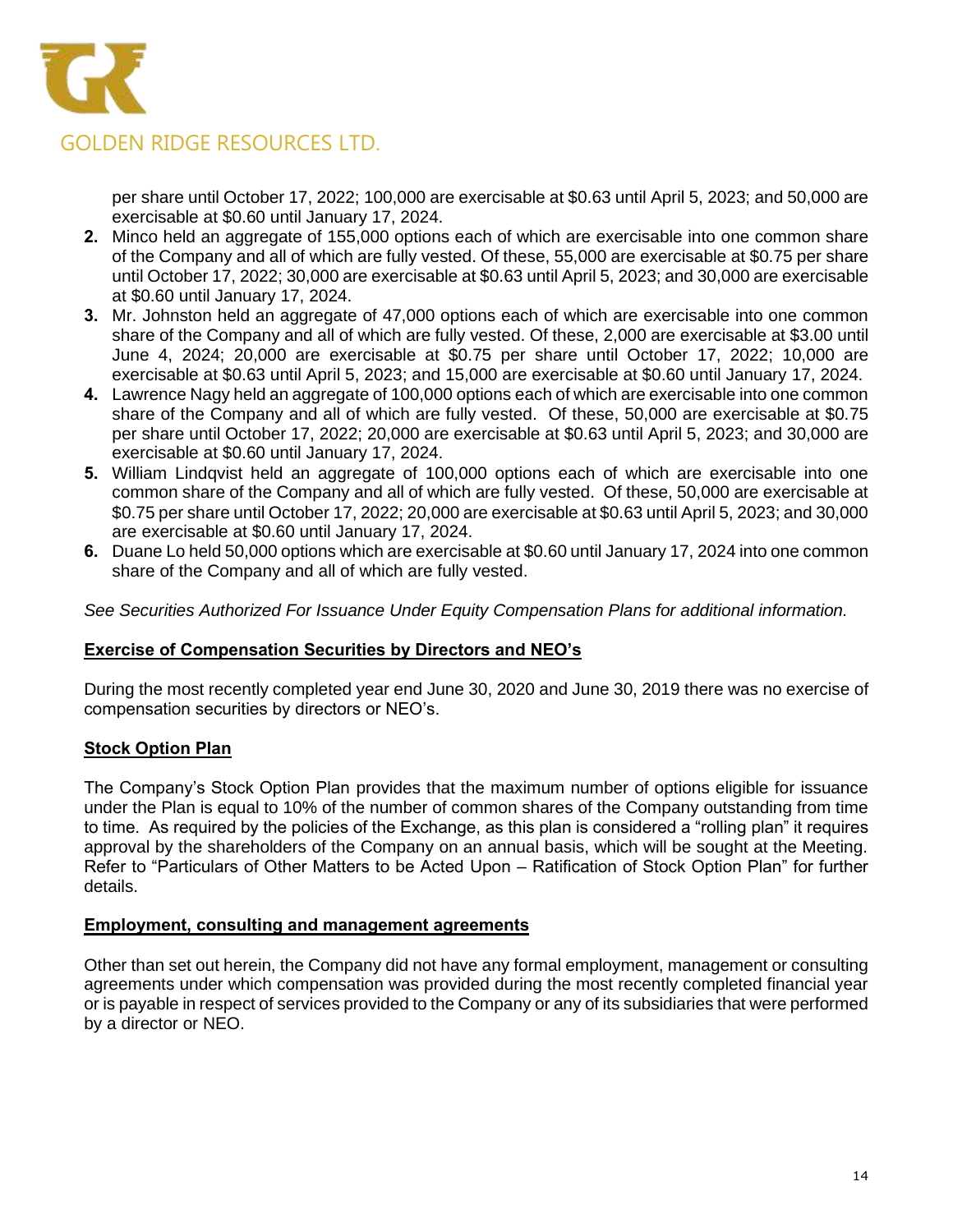per share until October 17, 2022; 100,000 are exercisable at $0.63 until April 5, 2023; and 50,000 are exercisable at $0.60 until January 17, 2024.

2. Minco held an aggregate of 155,000 options each of which are exercisable into one common share of the Company and all of which are fully vested. Of these, 55,000 are exercisable at $0.75 per share until October 17, 2022; 30,000 are exercisable at $0.63 until April 5, 2023; and 30,000 are exercisable at $0.60 until January 17, 2024.
3. Mr. Johnston held an aggregate of 47,000 options each of which are exercisable into one common share of the Company and all of which are fully vested. Of these, 2,000 are exercisable at $3.00 until June 4, 2024; 20,000 are exercisable at $0.75 per share until October 17, 2022; 10,000 are exercisable at $0.63 until April 5, 2023; and 15,000 are exercisable at $0.60 until January 17, 2024.
4. Lawrence Nagy held an aggregate of 100,000 options each of which are exercisable into one common share of the Company and all of which are fully vested. Of these, 50,000 are exercisable at $0.75 per share until October 17, 2022; 20,000 are exercisable at $0.63 until April 5, 2023; and 30,000 are exercisable at $0.60 until January 17, 2024.
5. William Lindqvist held an aggregate of 100,000 options each of which are exercisable into one common share of the Company and all of which are fully vested. Of these, 50,000 are exercisable at $0.75 per share until October 17, 2022; 20,000 are exercisable at $0.63 until April 5, 2023; and 30,000 are exercisable at $0.60 until January 17, 2024.
6. Duane Lo held 50,000 options which are exercisable at $0.60 until January 17, 2024 into one common share of the Company and all of which are fully vested.

*See Securities Authorized For Issuance Under Equity Compensation Plans for additional information.*

**Exercise of Compensation Securities by Directors and NEO's**

During the most recently completed year end June 30, 2020 and June 30, 2019 there was no exercise of compensation securities by directors or NEO's.

**Stock Option Plan**

The Company's Stock Option Plan provides that the maximum number of options eligible for issuance under the Plan is equal to 10% of the number of common shares of the Company outstanding from time to time. As required by the policies of the Exchange, as this plan is considered a "rolling plan" it requires approval by the shareholders of the Company on an annual basis, which will be sought at the Meeting. Refer to "Particulars of Other Matters to be Acted Upon – Ratification of Stock Option Plan" for further details.

**Employment, consulting and management agreements**

Other than set out herein, the Company did not have any formal employment, management or consulting agreements under which compensation was provided during the most recently completed financial year or is payable in respect of services provided to the Company or any of its subsidiaries that were performed by a director or NEO.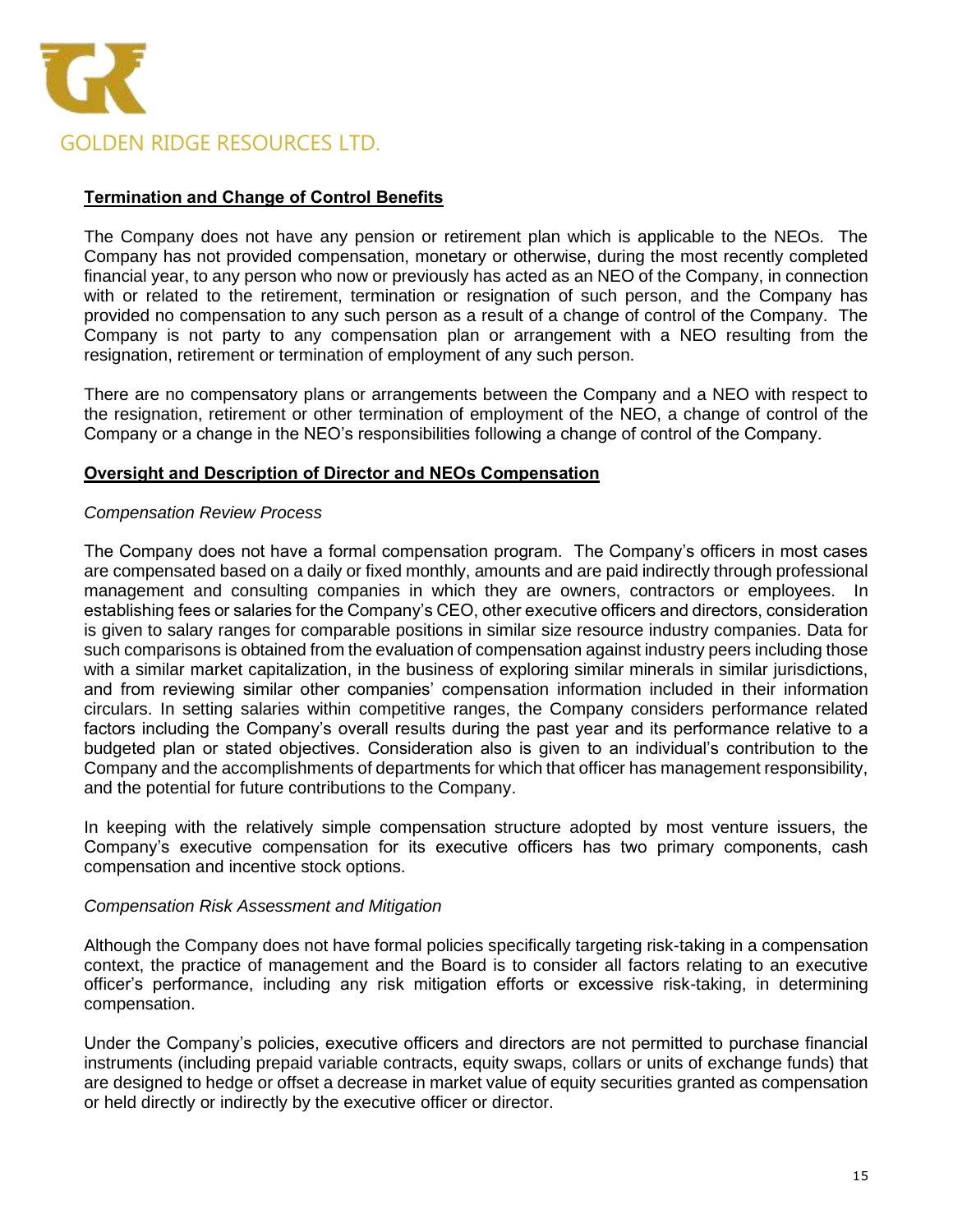**Termination and Change of Control Benefits**

The Company does not have any pension or retirement plan which is applicable to the NEOs. The Company has not provided compensation, monetary or otherwise, during the most recently completed financial year, to any person who now or previously has acted as an NEO of the Company, in connection with or related to the retirement, termination or resignation of such person, and the Company has provided no compensation to any such person as a result of a change of control of the Company. The Company is not party to any compensation plan or arrangement with a NEO resulting from the resignation, retirement or termination of employment of any such person.

There are no compensatory plans or arrangements between the Company and a NEO with respect to the resignation, retirement or other termination of employment of the NEO, a change of control of the Company or a change in the NEO's responsibilities following a change of control of the Company.

**Oversight and Description of Director and NEOs Compensation**

*Compensation Review Process*

The Company does not have a formal compensation program. The Company's officers in most cases are compensated based on a daily or fixed monthly, amounts and are paid indirectly through professional management and consulting companies in which they are owners, contractors or employees. In establishing fees or salaries for the Company's CEO, other executive officers and directors, consideration is given to salary ranges for comparable positions in similar size resource industry companies. Data for such comparisons is obtained from the evaluation of compensation against industry peers including those with a similar market capitalization, in the business of exploring similar minerals in similar jurisdictions, and from reviewing similar other companies' compensation information included in their information circulars. In setting salaries within competitive ranges, the Company considers performance related factors including the Company's overall results during the past year and its performance relative to a budgeted plan or stated objectives. Consideration also is given to an individual's contribution to the Company and the accomplishments of departments for which that officer has management responsibility, and the potential for future contributions to the Company.

In keeping with the relatively simple compensation structure adopted by most venture issuers, the Company's executive compensation for its executive officers has two primary components, cash compensation and incentive stock options.

*Compensation Risk Assessment and Mitigation*

Although the Company does not have formal policies specifically targeting risk-taking in a compensation context, the practice of management and the Board is to consider all factors relating to an executive officer's performance, including any risk mitigation efforts or excessive risk-taking, in determining compensation.

Under the Company's policies, executive officers and directors are not permitted to purchase financial instruments (including prepaid variable contracts, equity swaps, collars or units of exchange funds) that are designed to hedge or offset a decrease in market value of equity securities granted as compensation or held directly or indirectly by the executive officer or director.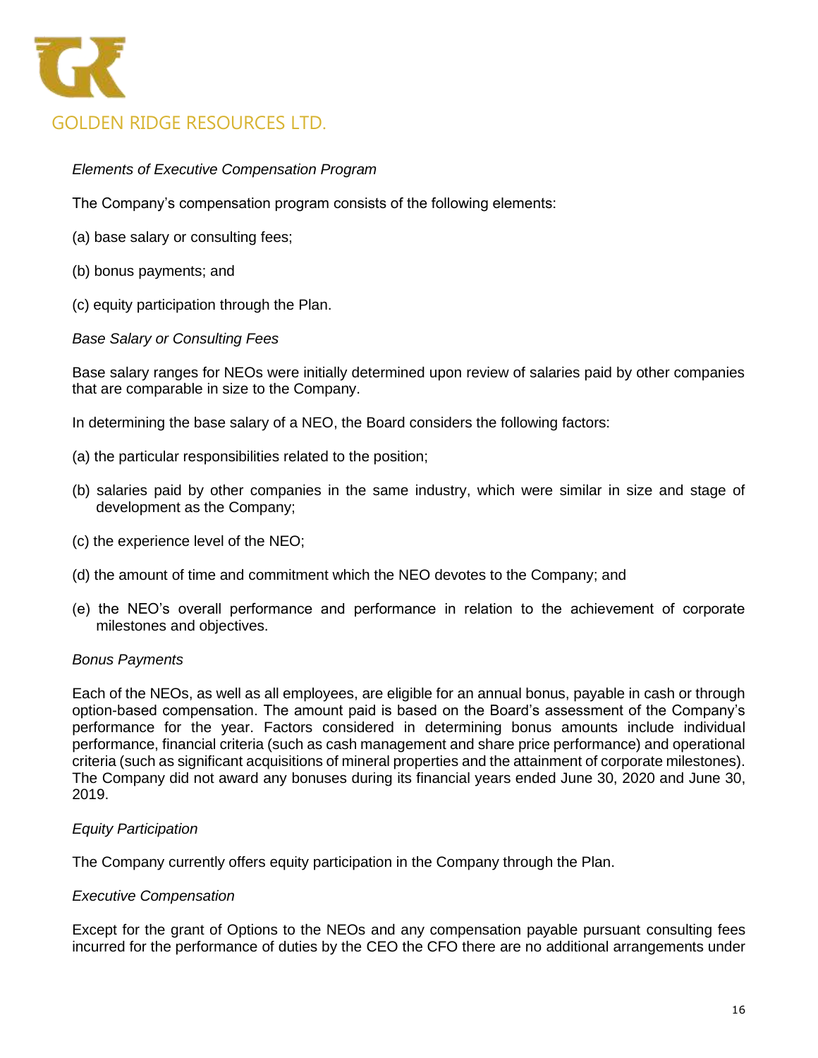*Elements of Executive Compensation Program*

The Company's compensation program consists of the following elements:

(a) base salary or consulting fees;

(b) bonus payments; and

(c) equity participation through the Plan.

*Base Salary or Consulting Fees*

Base salary ranges for NEOs were initially determined upon review of salaries paid by other companies that are comparable in size to the Company.

In determining the base salary of a NEO, the Board considers the following factors:

(a) the particular responsibilities related to the position;

(b) salaries paid by other companies in the same industry, which were similar in size and stage of development as the Company;

(c) the experience level of the NEO;

(d) the amount of time and commitment which the NEO devotes to the Company; and

(e) the NEO's overall performance and performance in relation to the achievement of corporate milestones and objectives.

*Bonus Payments*

Each of the NEOs, as well as all employees, are eligible for an annual bonus, payable in cash or through option-based compensation. The amount paid is based on the Board's assessment of the Company's performance for the year. Factors considered in determining bonus amounts include individual performance, financial criteria (such as cash management and share price performance) and operational criteria (such as significant acquisitions of mineral properties and the attainment of corporate milestones). The Company did not award any bonuses during its financial years ended June 30, 2020 and June 30, 2019.

*Equity Participation*

The Company currently offers equity participation in the Company through the Plan.

*Executive Compensation*

Except for the grant of Options to the NEOs and any compensation payable pursuant consulting fees incurred for the performance of duties by the CEO the CFO there are no additional arrangements under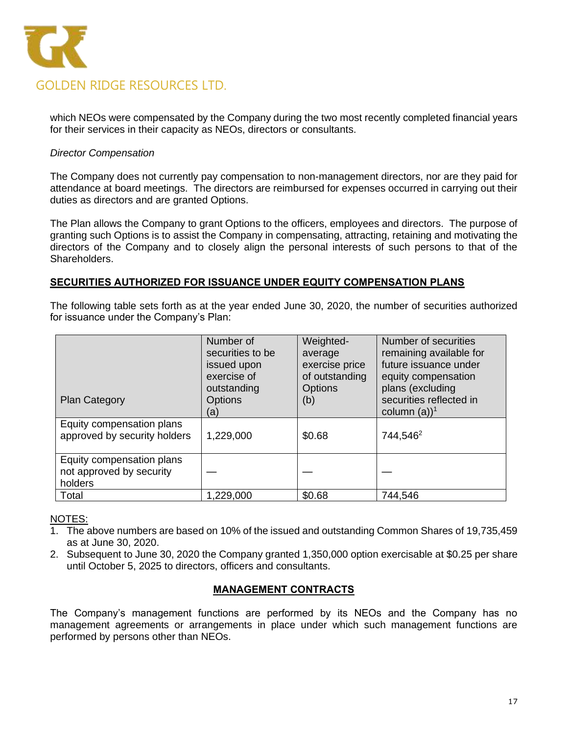which NEOs were compensated by the Company during the two most recently completed financial years for their services in their capacity as NEOs, directors or consultants.

*Director Compensation*

The Company does not currently pay compensation to non-management directors, nor are they paid for attendance at board meetings. The directors are reimbursed for expenses occurred in carrying out their duties as directors and are granted Options.

The Plan allows the Company to grant Options to the officers, employees and directors. The purpose of granting such Options is to assist the Company in compensating, attracting, retaining and motivating the directors of the Company and to closely align the personal interests of such persons to that of the Shareholders.

## SECURITIES AUTHORIZED FOR ISSUANCE UNDER EQUITY COMPENSATION PLANS

The following table sets forth as at the year ended June 30, 2020, the number of securities authorized for issuance under the Company's Plan:

| Plan Category | Number of securities to be issued upon exercise of outstanding Options (a) | Weighted-average exercise price of outstanding Options (b) | Number of securities remaining available for future issuance under equity compensation plans (excluding securities reflected in column (a))[1] |
|---|---|---|---|
| Equity compensation plans approved by security holders | 1,229,000 | $0.68 | 744,546[2] |
| Equity compensation plans not approved by security holders | — | — | — |
| Total | 1,229,000 | $0.68 | 744,546 |

NOTES:

1. The above numbers are based on 10% of the issued and outstanding Common Shares of 19,735,459 as at June 30, 2020.
2. Subsequent to June 30, 2020 the Company granted 1,350,000 option exercisable at $0.25 per share until October 5, 2025 to directors, officers and consultants.

## MANAGEMENT CONTRACTS

The Company's management functions are performed by its NEOs and the Company has no management agreements or arrangements in place under which such management functions are performed by persons other than NEOs.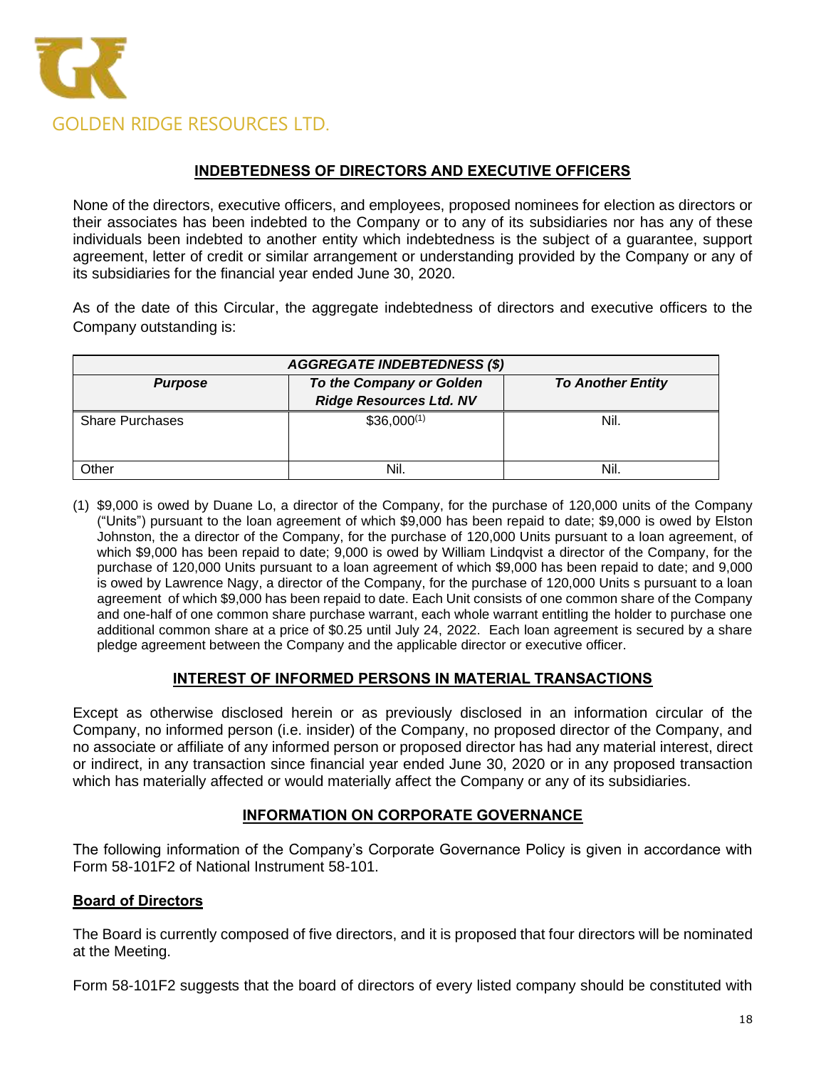## INDEBTEDNESS OF DIRECTORS AND EXECUTIVE OFFICERS

None of the directors, executive officers, and employees, proposed nominees for election as directors or their associates has been indebted to the Company or to any of its subsidiaries nor has any of these individuals been indebted to another entity which indebtedness is the subject of a guarantee, support agreement, letter of credit or similar arrangement or understanding provided by the Company or any of its subsidiaries for the financial year ended June 30, 2020.

As of the date of this Circular, the aggregate indebtedness of directors and executive officers to the Company outstanding is:

| ***AGGREGATE INDEBTEDNESS ($)*** | | |
|---|---|---|
| ***Purpose*** | ***To the Company or Golden Ridge Resources Ltd. NV*** | ***To Another Entity*** |
| Share Purchases | $36,000(1) | Nil. |
| Other | Nil. | Nil. |

(1) $9,000 is owed by Duane Lo, a director of the Company, for the purchase of 120,000 units of the Company ("Units") pursuant to the loan agreement of which $9,000 has been repaid to date; $9,000 is owed by Elston Johnston, the a director of the Company, for the purchase of 120,000 Units pursuant to a loan agreement, of which $9,000 has been repaid to date; 9,000 is owed by William Lindqvist a director of the Company, for the purchase of 120,000 Units pursuant to a loan agreement of which $9,000 has been repaid to date; and 9,000 is owed by Lawrence Nagy, a director of the Company, for the purchase of 120,000 Units s pursuant to a loan agreement of which $9,000 has been repaid to date. Each Unit consists of one common share of the Company and one-half of one common share purchase warrant, each whole warrant entitling the holder to purchase one additional common share at a price of $0.25 until July 24, 2022. Each loan agreement is secured by a share pledge agreement between the Company and the applicable director or executive officer.

## INTEREST OF INFORMED PERSONS IN MATERIAL TRANSACTIONS

Except as otherwise disclosed herein or as previously disclosed in an information circular of the Company, no informed person (i.e. insider) of the Company, no proposed director of the Company, and no associate or affiliate of any informed person or proposed director has had any material interest, direct or indirect, in any transaction since financial year ended June 30, 2020 or in any proposed transaction which has materially affected or would materially affect the Company or any of its subsidiaries.

## INFORMATION ON CORPORATE GOVERNANCE

The following information of the Company's Corporate Governance Policy is given in accordance with Form 58-101F2 of National Instrument 58-101.

### Board of Directors

The Board is currently composed of five directors, and it is proposed that four directors will be nominated at the Meeting.

Form 58-101F2 suggests that the board of directors of every listed company should be constituted with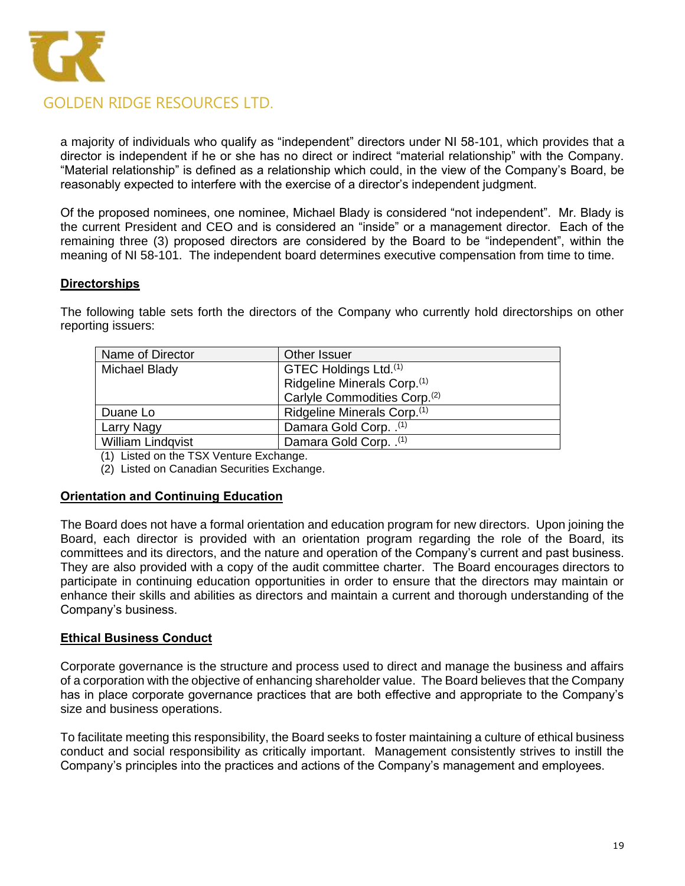a majority of individuals who qualify as "independent" directors under NI 58-101, which provides that a director is independent if he or she has no direct or indirect "material relationship" with the Company. "Material relationship" is defined as a relationship which could, in the view of the Company's Board, be reasonably expected to interfere with the exercise of a director's independent judgment.

Of the proposed nominees, one nominee, Michael Blady is considered "not independent". Mr. Blady is the current President and CEO and is considered an "inside" or a management director. Each of the remaining three (3) proposed directors are considered by the Board to be "independent", within the meaning of NI 58-101. The independent board determines executive compensation from time to time.

**Directorships**

The following table sets forth the directors of the Company who currently hold directorships on other reporting issuers:

| Name of Director | Other Issuer |
|---|---|
| Michael Blady | GTEC Holdings Ltd.[(1)]<br>Ridgeline Minerals Corp.[(1)]<br>Carlyle Commodities Corp.[(2)] |
| Duane Lo | Ridgeline Minerals Corp.[(1)] |
| Larry Nagy | Damara Gold Corp. .[(1)] |
| William Lindqvist | Damara Gold Corp. .[(1)] |

(1) Listed on the TSX Venture Exchange.
(2) Listed on Canadian Securities Exchange.

**Orientation and Continuing Education**

The Board does not have a formal orientation and education program for new directors. Upon joining the Board, each director is provided with an orientation program regarding the role of the Board, its committees and its directors, and the nature and operation of the Company's current and past business. They are also provided with a copy of the audit committee charter. The Board encourages directors to participate in continuing education opportunities in order to ensure that the directors may maintain or enhance their skills and abilities as directors and maintain a current and thorough understanding of the Company's business.

**Ethical Business Conduct**

Corporate governance is the structure and process used to direct and manage the business and affairs of a corporation with the objective of enhancing shareholder value. The Board believes that the Company has in place corporate governance practices that are both effective and appropriate to the Company's size and business operations.

To facilitate meeting this responsibility, the Board seeks to foster maintaining a culture of ethical business conduct and social responsibility as critically important. Management consistently strives to instill the Company's principles into the practices and actions of the Company's management and employees.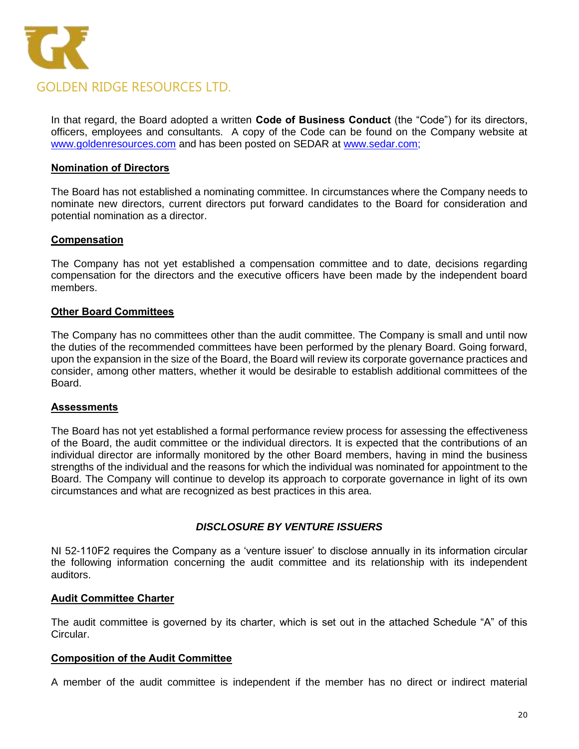In that regard, the Board adopted a written **Code of Business Conduct** (the "Code") for its directors, officers, employees and consultants. A copy of the Code can be found on the Company website at www.goldenresources.com and has been posted on SEDAR at www.sedar.com;

**Nomination of Directors**

The Board has not established a nominating committee. In circumstances where the Company needs to nominate new directors, current directors put forward candidates to the Board for consideration and potential nomination as a director.

**Compensation**

The Company has not yet established a compensation committee and to date, decisions regarding compensation for the directors and the executive officers have been made by the independent board members.

**Other Board Committees**

The Company has no committees other than the audit committee. The Company is small and until now the duties of the recommended committees have been performed by the plenary Board. Going forward, upon the expansion in the size of the Board, the Board will review its corporate governance practices and consider, among other matters, whether it would be desirable to establish additional committees of the Board.

**Assessments**

The Board has not yet established a formal performance review process for assessing the effectiveness of the Board, the audit committee or the individual directors. It is expected that the contributions of an individual director are informally monitored by the other Board members, having in mind the business strengths of the individual and the reasons for which the individual was nominated for appointment to the Board. The Company will continue to develop its approach to corporate governance in light of its own circumstances and what are recognized as best practices in this area.

***DISCLOSURE BY VENTURE ISSUERS***

NI 52-110F2 requires the Company as a 'venture issuer' to disclose annually in its information circular the following information concerning the audit committee and its relationship with its independent auditors.

**Audit Committee Charter**

The audit committee is governed by its charter, which is set out in the attached Schedule "A" of this Circular.

**Composition of the Audit Committee**

A member of the audit committee is independent if the member has no direct or indirect material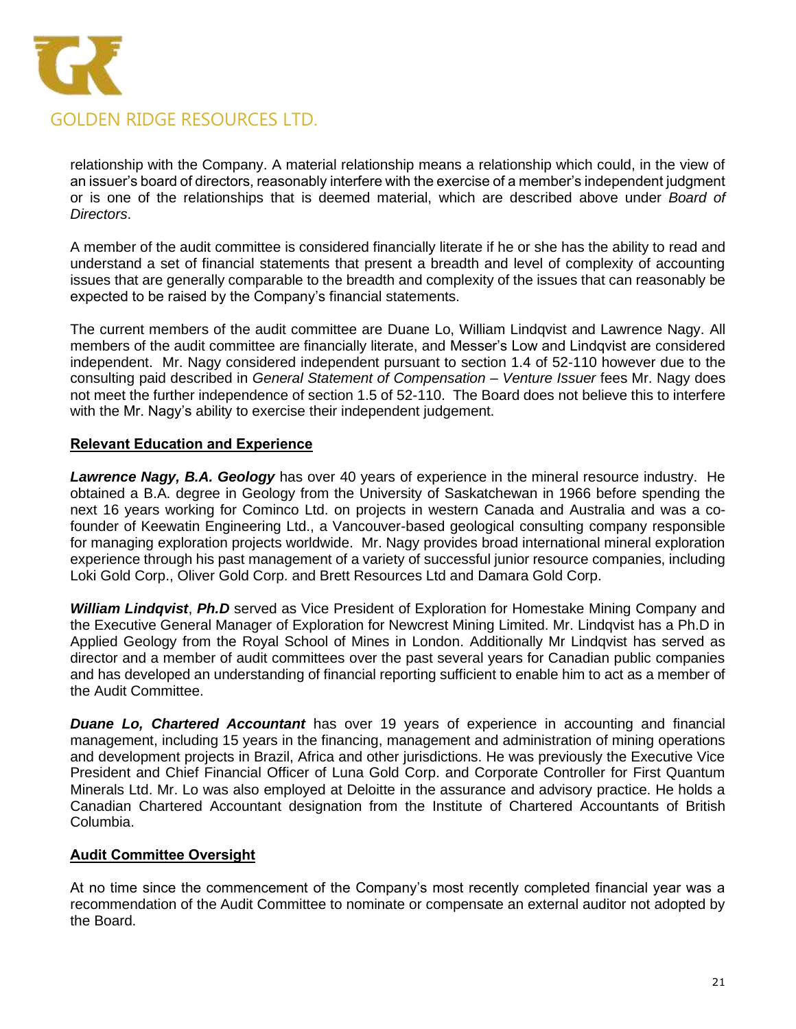relationship with the Company. A material relationship means a relationship which could, in the view of an issuer's board of directors, reasonably interfere with the exercise of a member's independent judgment or is one of the relationships that is deemed material, which are described above under *Board of Directors*.

A member of the audit committee is considered financially literate if he or she has the ability to read and understand a set of financial statements that present a breadth and level of complexity of accounting issues that are generally comparable to the breadth and complexity of the issues that can reasonably be expected to be raised by the Company's financial statements.

The current members of the audit committee are Duane Lo, William Lindqvist and Lawrence Nagy. All members of the audit committee are financially literate, and Messer's Low and Lindqvist are considered independent. Mr. Nagy considered independent pursuant to section 1.4 of 52-110 however due to the consulting paid described in *General Statement of Compensation – Venture Issuer* fees Mr. Nagy does not meet the further independence of section 1.5 of 52-110. The Board does not believe this to interfere with the Mr. Nagy's ability to exercise their independent judgement.

**Relevant Education and Experience**

***Lawrence Nagy, B.A. Geology*** has over 40 years of experience in the mineral resource industry. He obtained a B.A. degree in Geology from the University of Saskatchewan in 1966 before spending the next 16 years working for Cominco Ltd. on projects in western Canada and Australia and was a co-founder of Keewatin Engineering Ltd., a Vancouver-based geological consulting company responsible for managing exploration projects worldwide. Mr. Nagy provides broad international mineral exploration experience through his past management of a variety of successful junior resource companies, including Loki Gold Corp., Oliver Gold Corp. and Brett Resources Ltd and Damara Gold Corp.

***William Lindqvist***, ***Ph.D*** served as Vice President of Exploration for Homestake Mining Company and the Executive General Manager of Exploration for Newcrest Mining Limited. Mr. Lindqvist has a Ph.D in Applied Geology from the Royal School of Mines in London. Additionally Mr Lindqvist has served as director and a member of audit committees over the past several years for Canadian public companies and has developed an understanding of financial reporting sufficient to enable him to act as a member of the Audit Committee.

***Duane Lo, Chartered Accountant*** has over 19 years of experience in accounting and financial management, including 15 years in the financing, management and administration of mining operations and development projects in Brazil, Africa and other jurisdictions. He was previously the Executive Vice President and Chief Financial Officer of Luna Gold Corp. and Corporate Controller for First Quantum Minerals Ltd. Mr. Lo was also employed at Deloitte in the assurance and advisory practice. He holds a Canadian Chartered Accountant designation from the Institute of Chartered Accountants of British Columbia.

**Audit Committee Oversight**

At no time since the commencement of the Company's most recently completed financial year was a recommendation of the Audit Committee to nominate or compensate an external auditor not adopted by the Board.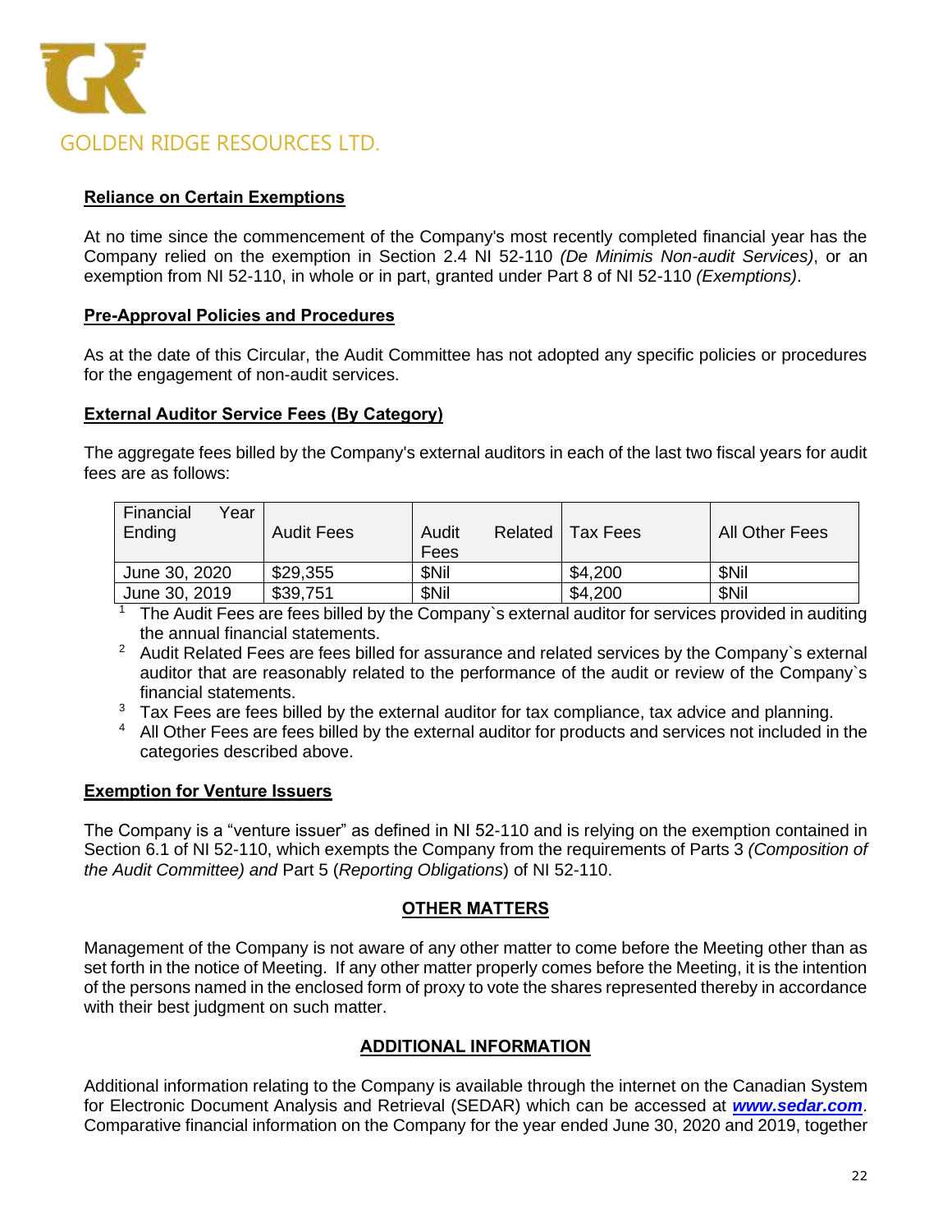GOLDEN RIDGE RESOURCES LTD.

**Reliance on Certain Exemptions**

At no time since the commencement of the Company's most recently completed financial year has the Company relied on the exemption in Section 2.4 NI 52-110 *(De Minimis Non-audit Services)*, or an exemption from NI 52-110, in whole or in part, granted under Part 8 of NI 52-110 *(Exemptions)*.

**Pre-Approval Policies and Procedures**

As at the date of this Circular, the Audit Committee has not adopted any specific policies or procedures for the engagement of non-audit services.

**External Auditor Service Fees (By Category)**

The aggregate fees billed by the Company's external auditors in each of the last two fiscal years for audit fees are as follows:

| Financial Year Ending | Audit Fees | Audit Related Fees | Tax Fees | All Other Fees |
|---|---|---|---|---|
| June 30, 2020 | $29,355 | $Nil | $4,200 | $Nil |
| June 30, 2019 | $39,751 | $Nil | $4,200 | $Nil |

[1] The Audit Fees are fees billed by the Company`s external auditor for services provided in auditing the annual financial statements.

[2] Audit Related Fees are fees billed for assurance and related services by the Company`s external auditor that are reasonably related to the performance of the audit or review of the Company`s financial statements.

[3] Tax Fees are fees billed by the external auditor for tax compliance, tax advice and planning.

[4] All Other Fees are fees billed by the external auditor for products and services not included in the categories described above.

**Exemption for Venture Issuers**

The Company is a "venture issuer" as defined in NI 52-110 and is relying on the exemption contained in Section 6.1 of NI 52-110, which exempts the Company from the requirements of Parts 3 *(Composition of the Audit Committee) and* Part 5 (*Reporting Obligations*) of NI 52-110.

## OTHER MATTERS

Management of the Company is not aware of any other matter to come before the Meeting other than as set forth in the notice of Meeting. If any other matter properly comes before the Meeting, it is the intention of the persons named in the enclosed form of proxy to vote the shares represented thereby in accordance with their best judgment on such matter.

## ADDITIONAL INFORMATION

Additional information relating to the Company is available through the internet on the Canadian System for Electronic Document Analysis and Retrieval (SEDAR) which can be accessed at ***www.sedar.com***. Comparative financial information on the Company for the year ended June 30, 2020 and 2019, together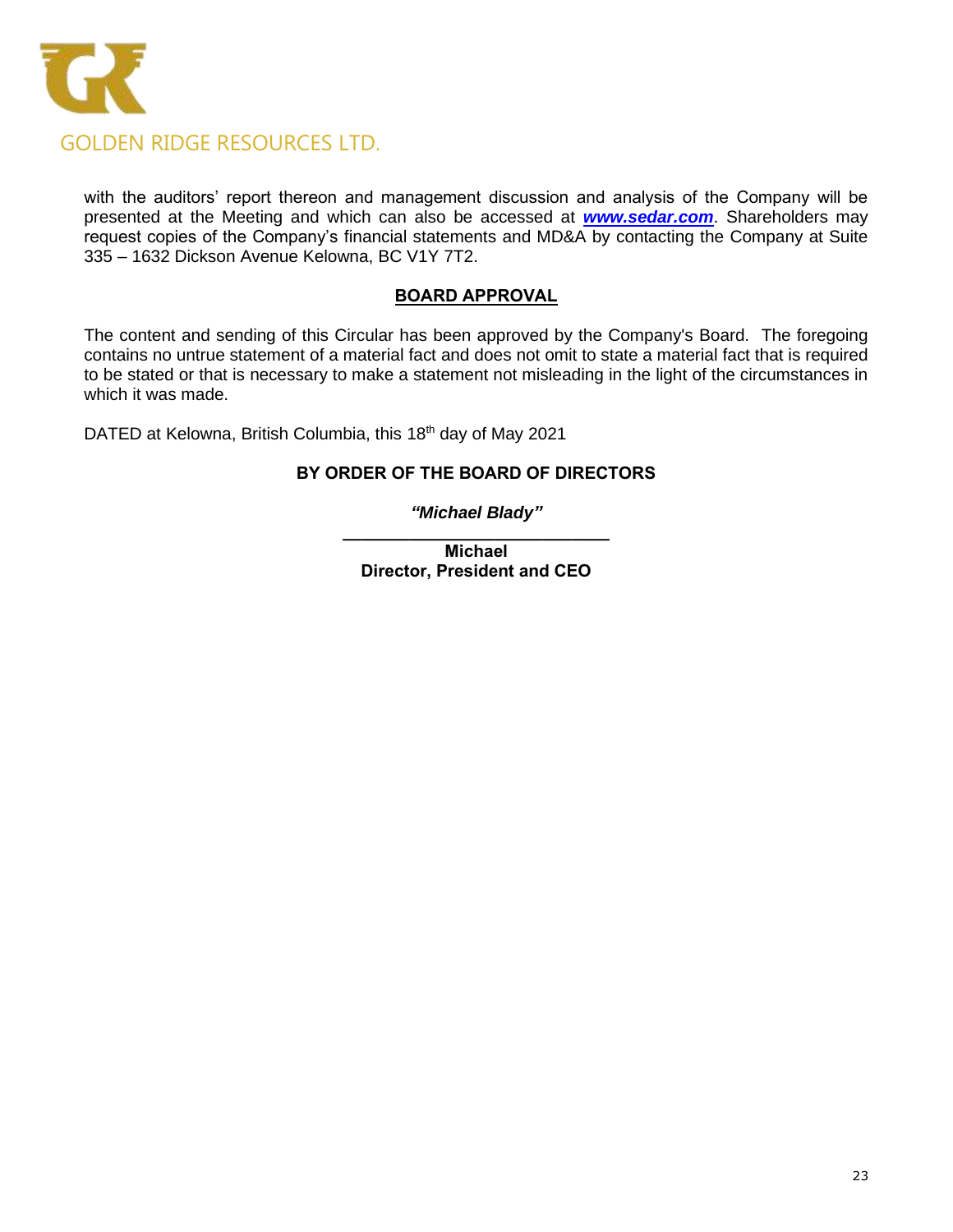with the auditors' report thereon and management discussion and analysis of the Company will be presented at the Meeting and which can also be accessed at ***www.sedar.com***. Shareholders may request copies of the Company's financial statements and MD&A by contacting the Company at Suite 335 – 1632 Dickson Avenue Kelowna, BC V1Y 7T2.

## BOARD APPROVAL

The content and sending of this Circular has been approved by the Company's Board. The foregoing contains no untrue statement of a material fact and does not omit to state a material fact that is required to be stated or that is necessary to make a statement not misleading in the light of the circumstances in which it was made.

DATED at Kelowna, British Columbia, this 18th day of May 2021

**BY ORDER OF THE BOARD OF DIRECTORS**

***"Michael Blady"***

\_\_\_\_\_\_\_\_\_\_\_\_\_\_\_\_\_\_\_\_\_\_\_\_\_\_\_\_\_\_

**Michael**
**Director, President and CEO**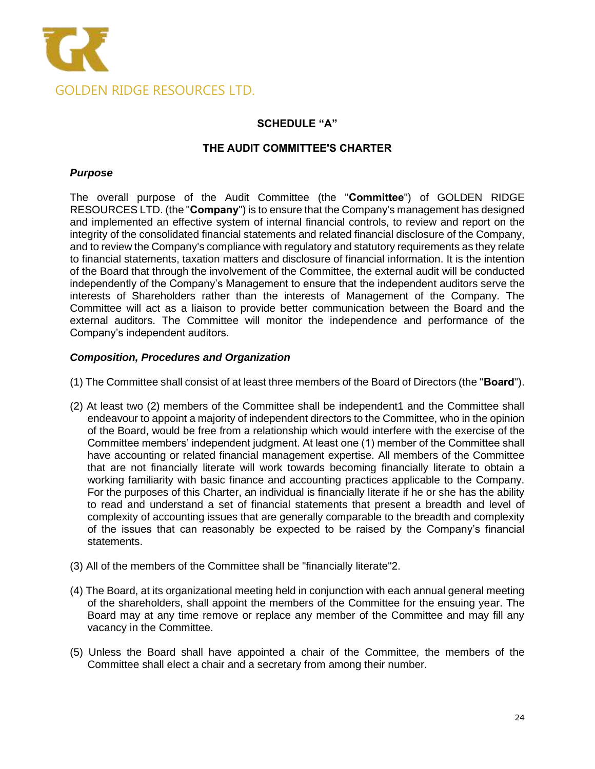GOLDEN RIDGE RESOURCES LTD.

## SCHEDULE "A"

## THE AUDIT COMMITTEE'S CHARTER

### *Purpose*

The overall purpose of the Audit Committee (the "**Committee**") of GOLDEN RIDGE RESOURCES LTD. (the "**Company**") is to ensure that the Company's management has designed and implemented an effective system of internal financial controls, to review and report on the integrity of the consolidated financial statements and related financial disclosure of the Company, and to review the Company's compliance with regulatory and statutory requirements as they relate to financial statements, taxation matters and disclosure of financial information. It is the intention of the Board that through the involvement of the Committee, the external audit will be conducted independently of the Company's Management to ensure that the independent auditors serve the interests of Shareholders rather than the interests of Management of the Company. The Committee will act as a liaison to provide better communication between the Board and the external auditors. The Committee will monitor the independence and performance of the Company's independent auditors.

### *Composition, Procedures and Organization*

(1) The Committee shall consist of at least three members of the Board of Directors (the "**Board**").

(2) At least two (2) members of the Committee shall be independent[1] and the Committee shall endeavour to appoint a majority of independent directors to the Committee, who in the opinion of the Board, would be free from a relationship which would interfere with the exercise of the Committee members' independent judgment. At least one (1) member of the Committee shall have accounting or related financial management expertise. All members of the Committee that are not financially literate will work towards becoming financially literate to obtain a working familiarity with basic finance and accounting practices applicable to the Company. For the purposes of this Charter, an individual is financially literate if he or she has the ability to read and understand a set of financial statements that present a breadth and level of complexity of accounting issues that are generally comparable to the breadth and complexity of the issues that can reasonably be expected to be raised by the Company's financial statements.

(3) All of the members of the Committee shall be "financially literate"[2].

(4) The Board, at its organizational meeting held in conjunction with each annual general meeting of the shareholders, shall appoint the members of the Committee for the ensuing year. The Board may at any time remove or replace any member of the Committee and may fill any vacancy in the Committee.

(5) Unless the Board shall have appointed a chair of the Committee, the members of the Committee shall elect a chair and a secretary from among their number.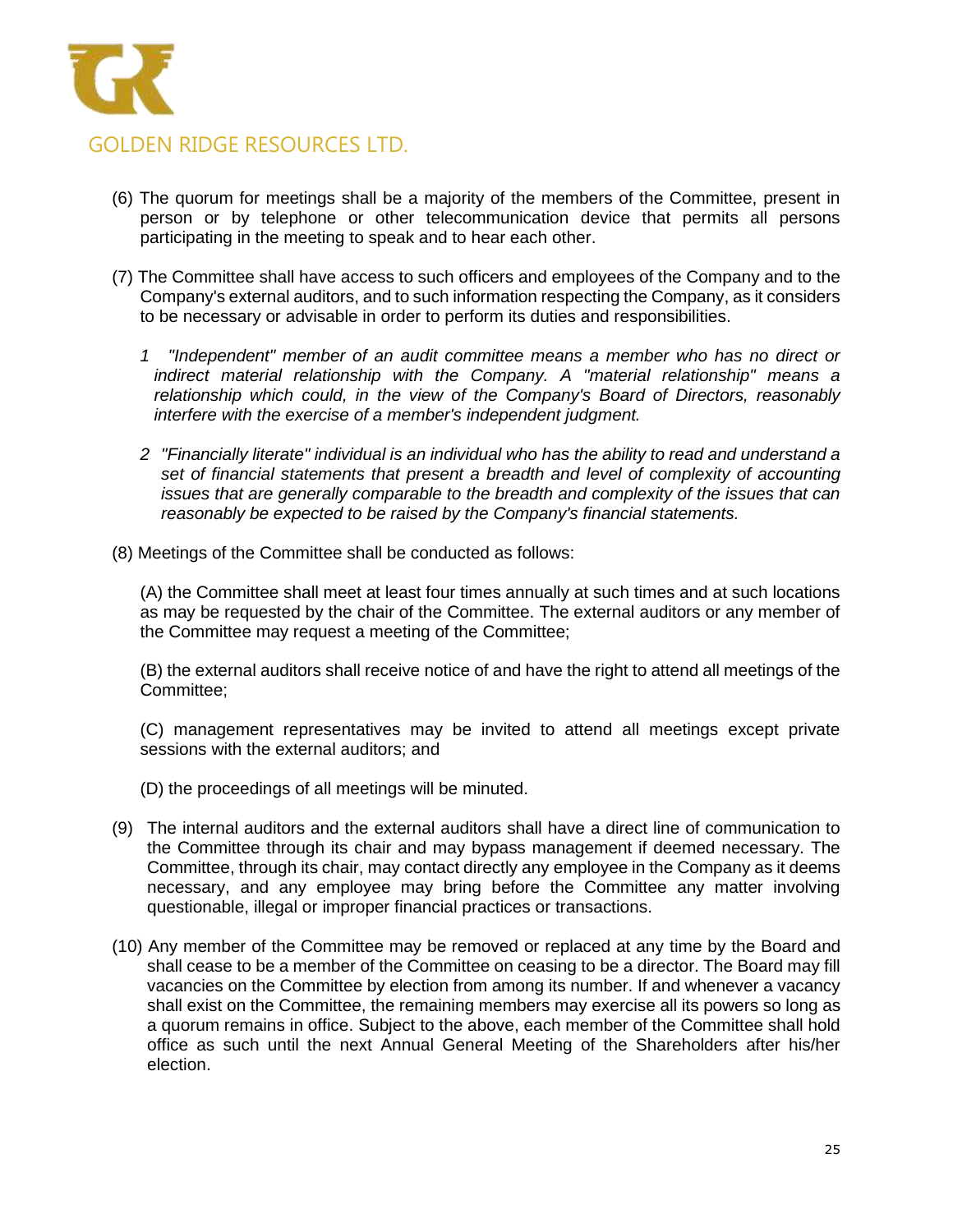(6) The quorum for meetings shall be a majority of the members of the Committee, present in person or by telephone or other telecommunication device that permits all persons participating in the meeting to speak and to hear each other.

(7) The Committee shall have access to such officers and employees of the Company and to the Company's external auditors, and to such information respecting the Company, as it considers to be necessary or advisable in order to perform its duties and responsibilities.

*1 "Independent" member of an audit committee means a member who has no direct or indirect material relationship with the Company. A "material relationship" means a relationship which could, in the view of the Company's Board of Directors, reasonably interfere with the exercise of a member's independent judgment.*

*2 "Financially literate" individual is an individual who has the ability to read and understand a set of financial statements that present a breadth and level of complexity of accounting issues that are generally comparable to the breadth and complexity of the issues that can reasonably be expected to be raised by the Company's financial statements.*

(8) Meetings of the Committee shall be conducted as follows:

(A) the Committee shall meet at least four times annually at such times and at such locations as may be requested by the chair of the Committee. The external auditors or any member of the Committee may request a meeting of the Committee;

(B) the external auditors shall receive notice of and have the right to attend all meetings of the Committee;

(C) management representatives may be invited to attend all meetings except private sessions with the external auditors; and

(D) the proceedings of all meetings will be minuted.

(9) The internal auditors and the external auditors shall have a direct line of communication to the Committee through its chair and may bypass management if deemed necessary. The Committee, through its chair, may contact directly any employee in the Company as it deems necessary, and any employee may bring before the Committee any matter involving questionable, illegal or improper financial practices or transactions.

(10) Any member of the Committee may be removed or replaced at any time by the Board and shall cease to be a member of the Committee on ceasing to be a director. The Board may fill vacancies on the Committee by election from among its number. If and whenever a vacancy shall exist on the Committee, the remaining members may exercise all its powers so long as a quorum remains in office. Subject to the above, each member of the Committee shall hold office as such until the next Annual General Meeting of the Shareholders after his/her election.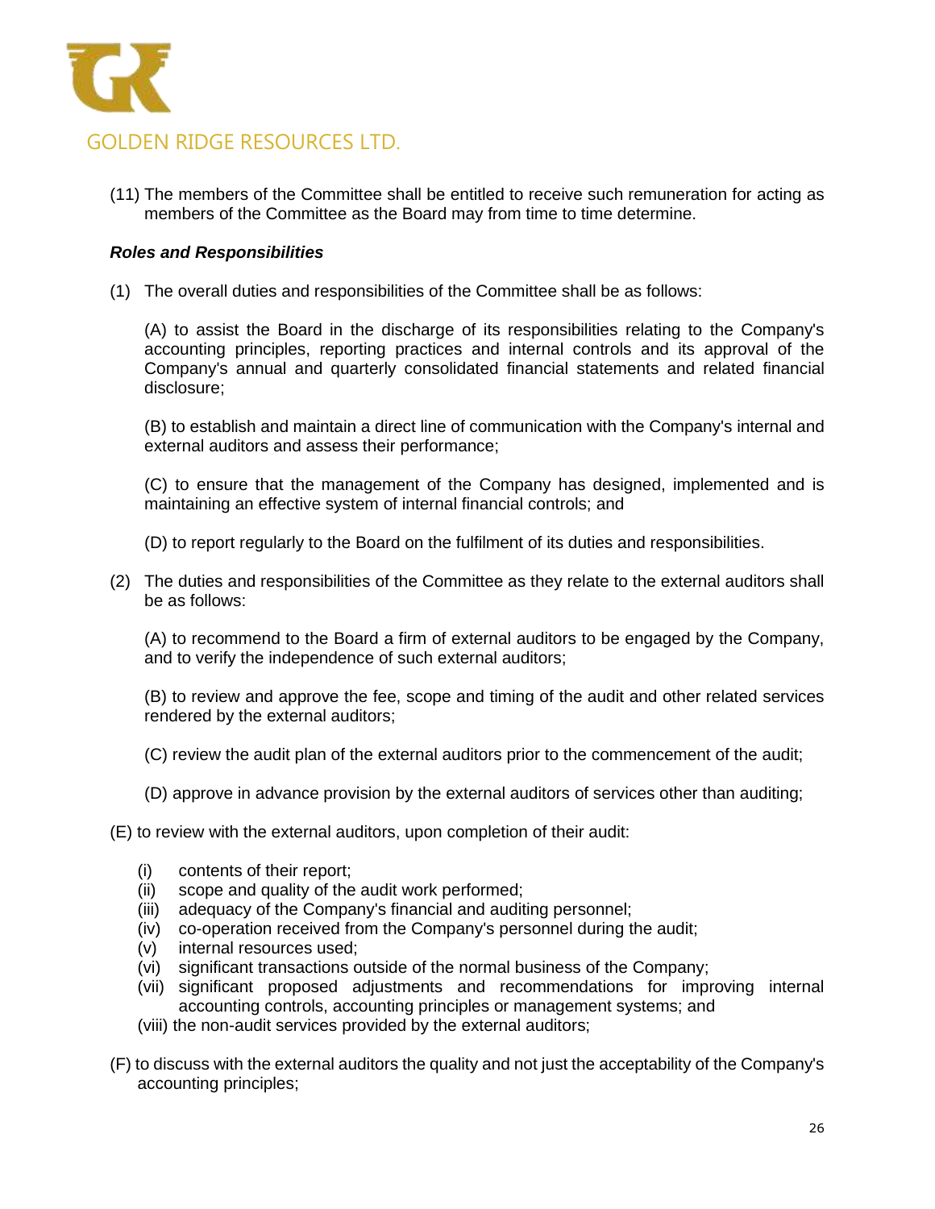(11) The members of the Committee shall be entitled to receive such remuneration for acting as members of the Committee as the Board may from time to time determine.

***Roles and Responsibilities***

(1) The overall duties and responsibilities of the Committee shall be as follows:

(A) to assist the Board in the discharge of its responsibilities relating to the Company's accounting principles, reporting practices and internal controls and its approval of the Company's annual and quarterly consolidated financial statements and related financial disclosure;

(B) to establish and maintain a direct line of communication with the Company's internal and external auditors and assess their performance;

(C) to ensure that the management of the Company has designed, implemented and is maintaining an effective system of internal financial controls; and

(D) to report regularly to the Board on the fulfilment of its duties and responsibilities.

(2) The duties and responsibilities of the Committee as they relate to the external auditors shall be as follows:

(A) to recommend to the Board a firm of external auditors to be engaged by the Company, and to verify the independence of such external auditors;

(B) to review and approve the fee, scope and timing of the audit and other related services rendered by the external auditors;

(C) review the audit plan of the external auditors prior to the commencement of the audit;

(D) approve in advance provision by the external auditors of services other than auditing;

(E) to review with the external auditors, upon completion of their audit:

- (i) contents of their report;
- (ii) scope and quality of the audit work performed;
- (iii) adequacy of the Company's financial and auditing personnel;
- (iv) co-operation received from the Company's personnel during the audit;
- (v) internal resources used;
- (vi) significant transactions outside of the normal business of the Company;
- (vii) significant proposed adjustments and recommendations for improving internal accounting controls, accounting principles or management systems; and
- (viii) the non-audit services provided by the external auditors;

(F) to discuss with the external auditors the quality and not just the acceptability of the Company's accounting principles;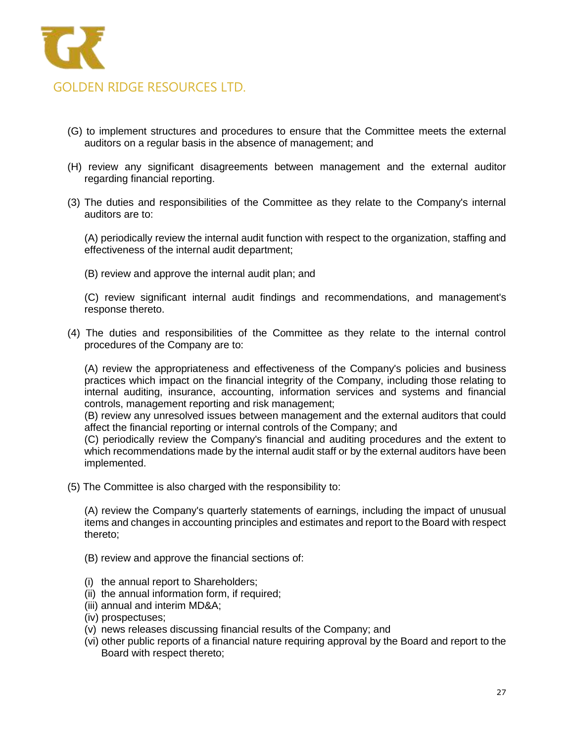(G) to implement structures and procedures to ensure that the Committee meets the external auditors on a regular basis in the absence of management; and

(H) review any significant disagreements between management and the external auditor regarding financial reporting.

(3) The duties and responsibilities of the Committee as they relate to the Company's internal auditors are to:

(A) periodically review the internal audit function with respect to the organization, staffing and effectiveness of the internal audit department;

(B) review and approve the internal audit plan; and

(C) review significant internal audit findings and recommendations, and management's response thereto.

(4) The duties and responsibilities of the Committee as they relate to the internal control procedures of the Company are to:

(A) review the appropriateness and effectiveness of the Company's policies and business practices which impact on the financial integrity of the Company, including those relating to internal auditing, insurance, accounting, information services and systems and financial controls, management reporting and risk management;
(B) review any unresolved issues between management and the external auditors that could affect the financial reporting or internal controls of the Company; and
(C) periodically review the Company's financial and auditing procedures and the extent to which recommendations made by the internal audit staff or by the external auditors have been implemented.

(5) The Committee is also charged with the responsibility to:

(A) review the Company's quarterly statements of earnings, including the impact of unusual items and changes in accounting principles and estimates and report to the Board with respect thereto;

(B) review and approve the financial sections of:

(i) the annual report to Shareholders;
(ii) the annual information form, if required;
(iii) annual and interim MD&A;
(iv) prospectuses;
(v) news releases discussing financial results of the Company; and
(vi) other public reports of a financial nature requiring approval by the Board and report to the Board with respect thereto;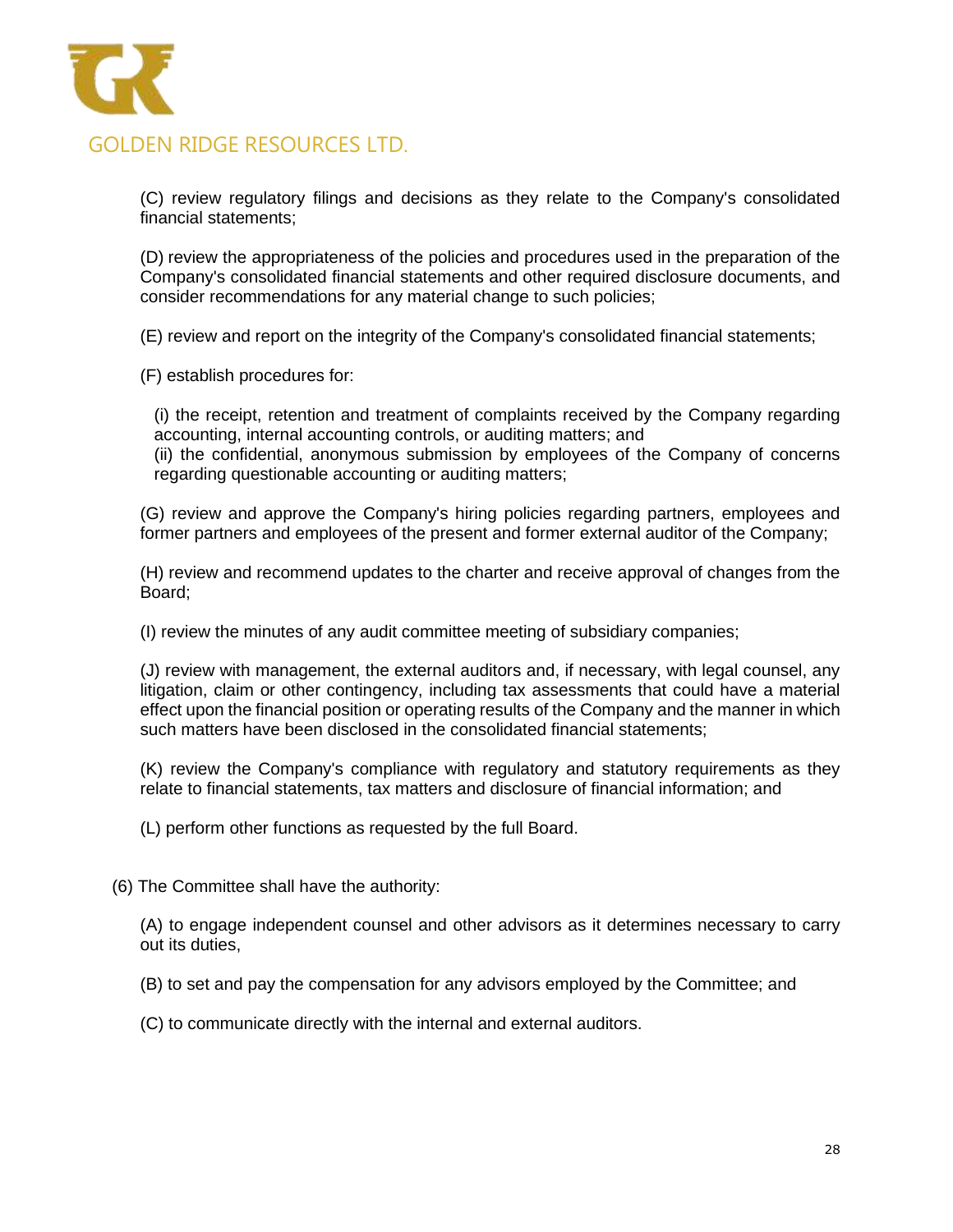(C) review regulatory filings and decisions as they relate to the Company's consolidated financial statements;

(D) review the appropriateness of the policies and procedures used in the preparation of the Company's consolidated financial statements and other required disclosure documents, and consider recommendations for any material change to such policies;

(E) review and report on the integrity of the Company's consolidated financial statements;

(F) establish procedures for:

(i) the receipt, retention and treatment of complaints received by the Company regarding accounting, internal accounting controls, or auditing matters; and
(ii) the confidential, anonymous submission by employees of the Company of concerns regarding questionable accounting or auditing matters;

(G) review and approve the Company's hiring policies regarding partners, employees and former partners and employees of the present and former external auditor of the Company;

(H) review and recommend updates to the charter and receive approval of changes from the Board;

(I) review the minutes of any audit committee meeting of subsidiary companies;

(J) review with management, the external auditors and, if necessary, with legal counsel, any litigation, claim or other contingency, including tax assessments that could have a material effect upon the financial position or operating results of the Company and the manner in which such matters have been disclosed in the consolidated financial statements;

(K) review the Company's compliance with regulatory and statutory requirements as they relate to financial statements, tax matters and disclosure of financial information; and

(L) perform other functions as requested by the full Board.

(6) The Committee shall have the authority:

(A) to engage independent counsel and other advisors as it determines necessary to carry out its duties,

(B) to set and pay the compensation for any advisors employed by the Committee; and

(C) to communicate directly with the internal and external auditors.